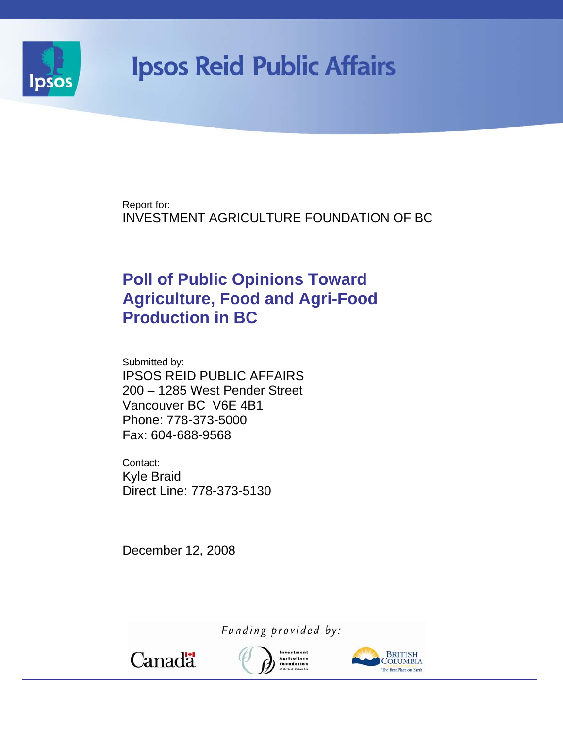# Ipsos Reid Public Affairs

Report for:
INVESTMENT AGRICULTURE FOUNDATION OF BC

## Poll of Public Opinions Toward Agriculture, Food and Agri-Food Production in BC

Submitted by:
IPSOS REID PUBLIC AFFAIRS
200 – 1285 West Pender Street
Vancouver BC V6E 4B1
Phone: 778-373-5000
Fax: 604-688-9568

Contact:
Kyle Braid
Direct Line: 778-373-5130

December 12, 2008

*Funding provided by:*

Canada | Investment Agriculture Foundation of British Columbia | British Columbia The Best Place on Earth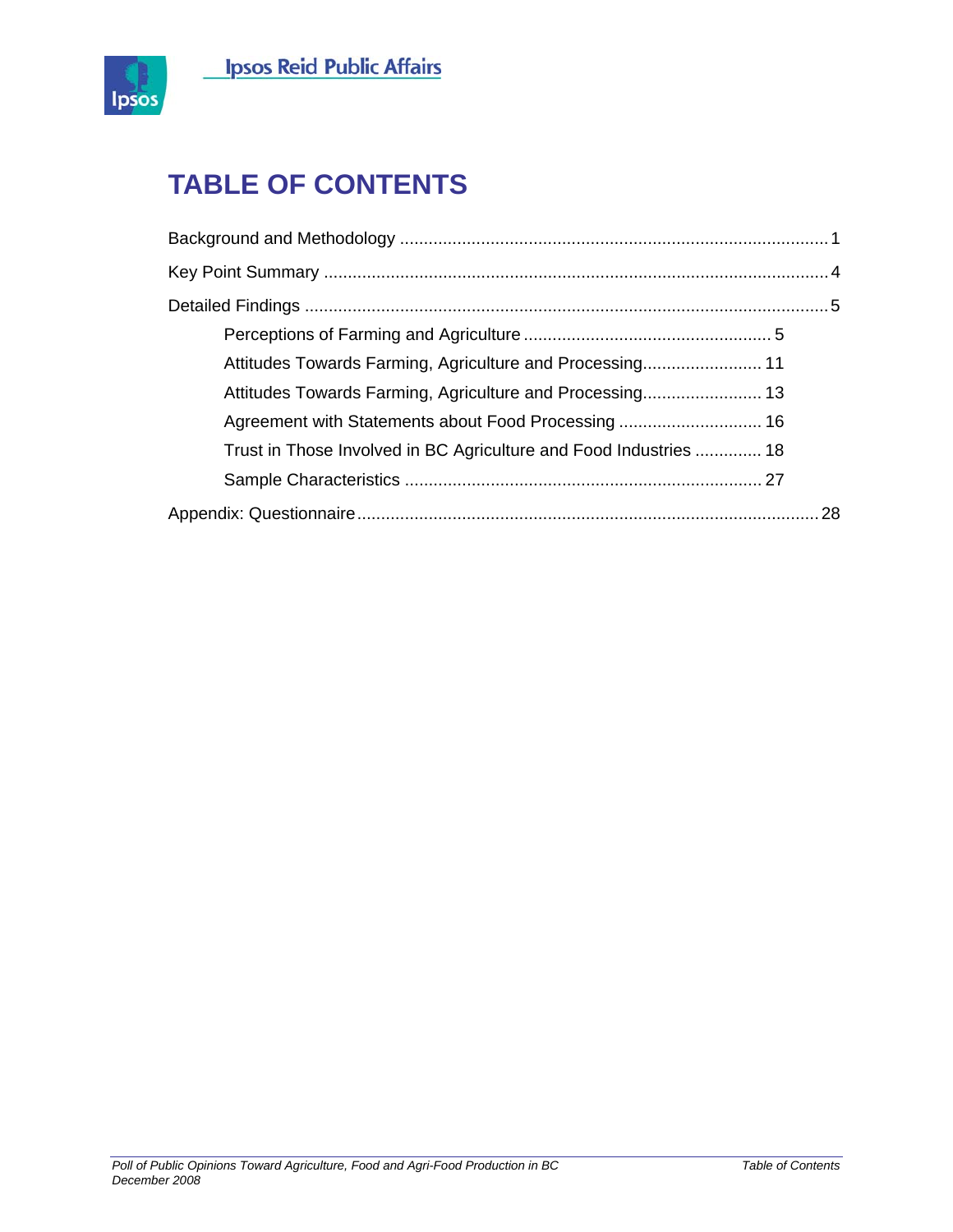# TABLE OF CONTENTS

Background and Methodology ........................................................................................ 1

Key Point Summary ........................................................................................................ 4

Detailed Findings ............................................................................................................ 5

- Perceptions of Farming and Agriculture .................................................... 5
- Attitudes Towards Farming, Agriculture and Processing......................... 11
- Attitudes Towards Farming, Agriculture and Processing......................... 13
- Agreement with Statements about Food Processing .............................. 16
- Trust in Those Involved in BC Agriculture and Food Industries .............. 18
- Sample Characteristics ........................................................................... 27

Appendix: Questionnaire.............................................................................................. 28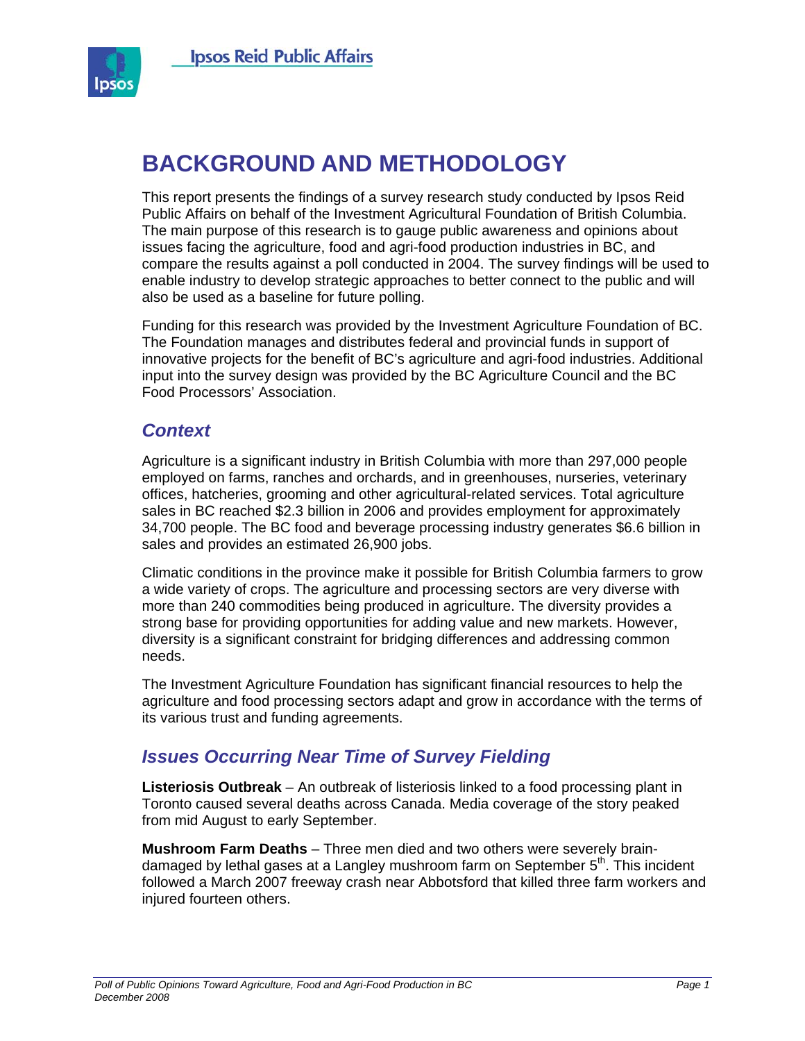# BACKGROUND AND METHODOLOGY

This report presents the findings of a survey research study conducted by Ipsos Reid Public Affairs on behalf of the Investment Agricultural Foundation of British Columbia. The main purpose of this research is to gauge public awareness and opinions about issues facing the agriculture, food and agri-food production industries in BC, and compare the results against a poll conducted in 2004. The survey findings will be used to enable industry to develop strategic approaches to better connect to the public and will also be used as a baseline for future polling.

Funding for this research was provided by the Investment Agriculture Foundation of BC. The Foundation manages and distributes federal and provincial funds in support of innovative projects for the benefit of BC's agriculture and agri-food industries. Additional input into the survey design was provided by the BC Agriculture Council and the BC Food Processors' Association.

## *Context*

Agriculture is a significant industry in British Columbia with more than 297,000 people employed on farms, ranches and orchards, and in greenhouses, nurseries, veterinary offices, hatcheries, grooming and other agricultural-related services. Total agriculture sales in BC reached $2.3 billion in 2006 and provides employment for approximately 34,700 people. The BC food and beverage processing industry generates $6.6 billion in sales and provides an estimated 26,900 jobs.

Climatic conditions in the province make it possible for British Columbia farmers to grow a wide variety of crops. The agriculture and processing sectors are very diverse with more than 240 commodities being produced in agriculture. The diversity provides a strong base for providing opportunities for adding value and new markets. However, diversity is a significant constraint for bridging differences and addressing common needs.

The Investment Agriculture Foundation has significant financial resources to help the agriculture and food processing sectors adapt and grow in accordance with the terms of its various trust and funding agreements.

## *Issues Occurring Near Time of Survey Fielding*

**Listeriosis Outbreak** – An outbreak of listeriosis linked to a food processing plant in Toronto caused several deaths across Canada. Media coverage of the story peaked from mid August to early September.

**Mushroom Farm Deaths** – Three men died and two others were severely brain-damaged by lethal gases at a Langley mushroom farm on September 5th. This incident followed a March 2007 freeway crash near Abbotsford that killed three farm workers and injured fourteen others.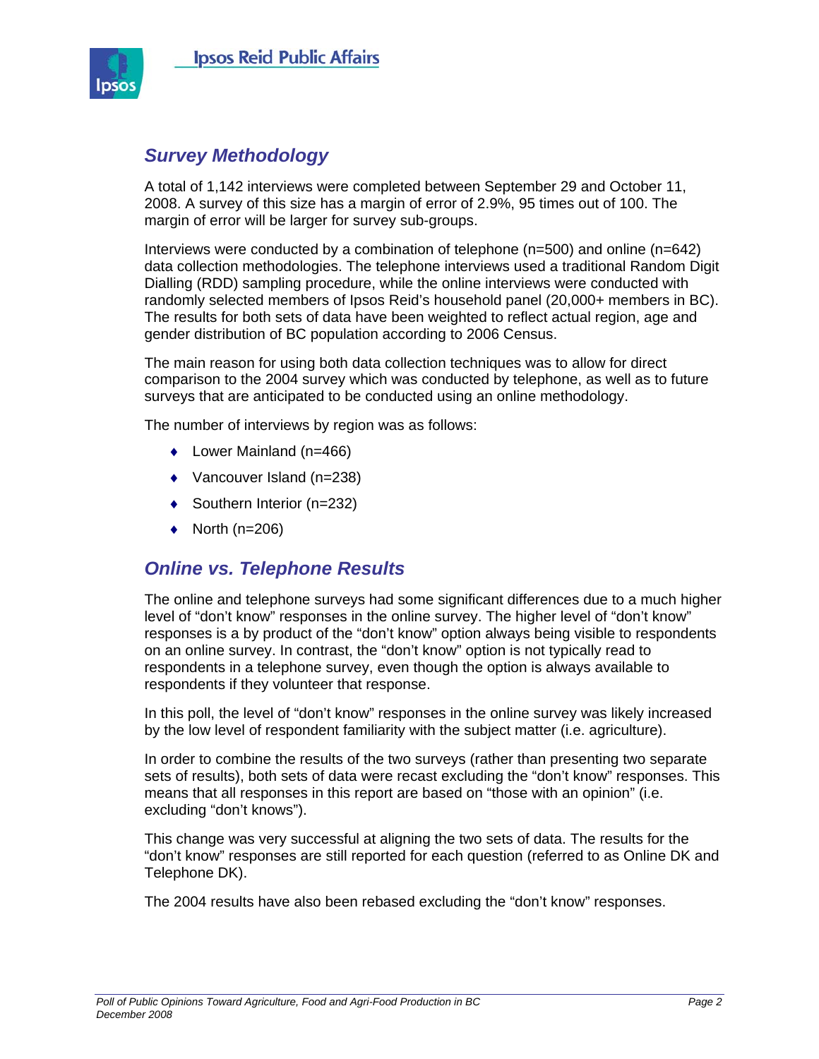## *Survey Methodology*

A total of 1,142 interviews were completed between September 29 and October 11, 2008. A survey of this size has a margin of error of 2.9%, 95 times out of 100. The margin of error will be larger for survey sub-groups.

Interviews were conducted by a combination of telephone (n=500) and online (n=642) data collection methodologies. The telephone interviews used a traditional Random Digit Dialling (RDD) sampling procedure, while the online interviews were conducted with randomly selected members of Ipsos Reid's household panel (20,000+ members in BC). The results for both sets of data have been weighted to reflect actual region, age and gender distribution of BC population according to 2006 Census.

The main reason for using both data collection techniques was to allow for direct comparison to the 2004 survey which was conducted by telephone, as well as to future surveys that are anticipated to be conducted using an online methodology.

The number of interviews by region was as follows:

- Lower Mainland (n=466)
- Vancouver Island (n=238)
- Southern Interior (n=232)
- North (n=206)

## *Online vs. Telephone Results*

The online and telephone surveys had some significant differences due to a much higher level of "don't know" responses in the online survey. The higher level of "don't know" responses is a by product of the "don't know" option always being visible to respondents on an online survey. In contrast, the "don't know" option is not typically read to respondents in a telephone survey, even though the option is always available to respondents if they volunteer that response.

In this poll, the level of "don't know" responses in the online survey was likely increased by the low level of respondent familiarity with the subject matter (i.e. agriculture).

In order to combine the results of the two surveys (rather than presenting two separate sets of results), both sets of data were recast excluding the "don't know" responses. This means that all responses in this report are based on "those with an opinion" (i.e. excluding "don't knows").

This change was very successful at aligning the two sets of data. The results for the "don't know" responses are still reported for each question (referred to as Online DK and Telephone DK).

The 2004 results have also been rebased excluding the "don't know" responses.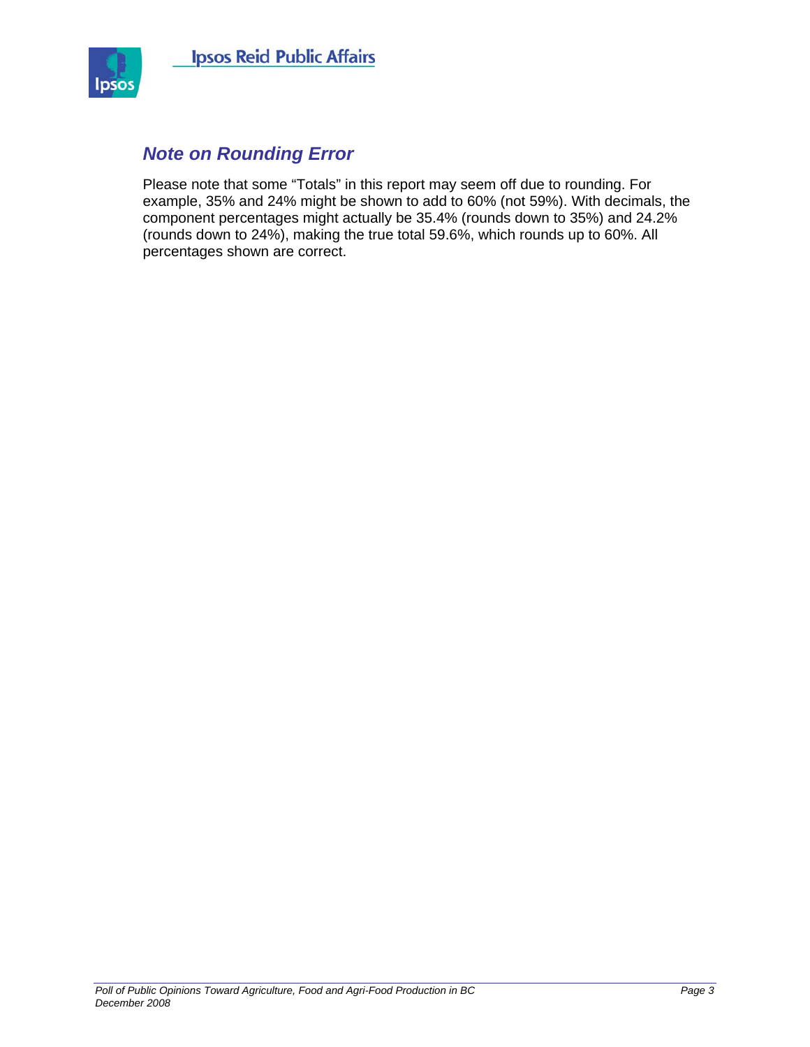## *Note on Rounding Error*

Please note that some “Totals” in this report may seem off due to rounding. For example, 35% and 24% might be shown to add to 60% (not 59%). With decimals, the component percentages might actually be 35.4% (rounds down to 35%) and 24.2% (rounds down to 24%), making the true total 59.6%, which rounds up to 60%. All percentages shown are correct.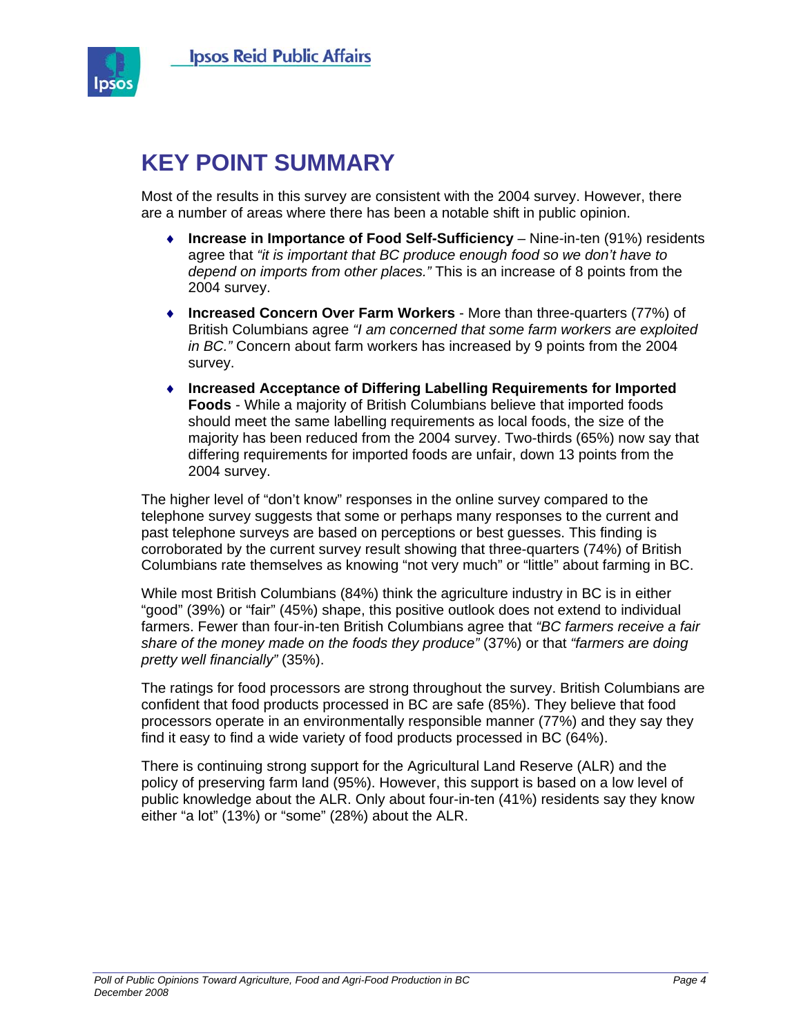# KEY POINT SUMMARY

Most of the results in this survey are consistent with the 2004 survey. However, there are a number of areas where there has been a notable shift in public opinion.

- **Increase in Importance of Food Self-Sufficiency** – Nine-in-ten (91%) residents agree that *"it is important that BC produce enough food so we don't have to depend on imports from other places."* This is an increase of 8 points from the 2004 survey.
- **Increased Concern Over Farm Workers** - More than three-quarters (77%) of British Columbians agree *"I am concerned that some farm workers are exploited in BC."* Concern about farm workers has increased by 9 points from the 2004 survey.
- **Increased Acceptance of Differing Labelling Requirements for Imported Foods** - While a majority of British Columbians believe that imported foods should meet the same labelling requirements as local foods, the size of the majority has been reduced from the 2004 survey. Two-thirds (65%) now say that differing requirements for imported foods are unfair, down 13 points from the 2004 survey.

The higher level of "don't know" responses in the online survey compared to the telephone survey suggests that some or perhaps many responses to the current and past telephone surveys are based on perceptions or best guesses. This finding is corroborated by the current survey result showing that three-quarters (74%) of British Columbians rate themselves as knowing "not very much" or "little" about farming in BC.

While most British Columbians (84%) think the agriculture industry in BC is in either "good" (39%) or "fair" (45%) shape, this positive outlook does not extend to individual farmers. Fewer than four-in-ten British Columbians agree that *"BC farmers receive a fair share of the money made on the foods they produce"* (37%) or that *"farmers are doing pretty well financially"* (35%).

The ratings for food processors are strong throughout the survey. British Columbians are confident that food products processed in BC are safe (85%). They believe that food processors operate in an environmentally responsible manner (77%) and they say they find it easy to find a wide variety of food products processed in BC (64%).

There is continuing strong support for the Agricultural Land Reserve (ALR) and the policy of preserving farm land (95%). However, this support is based on a low level of public knowledge about the ALR. Only about four-in-ten (41%) residents say they know either "a lot" (13%) or "some" (28%) about the ALR.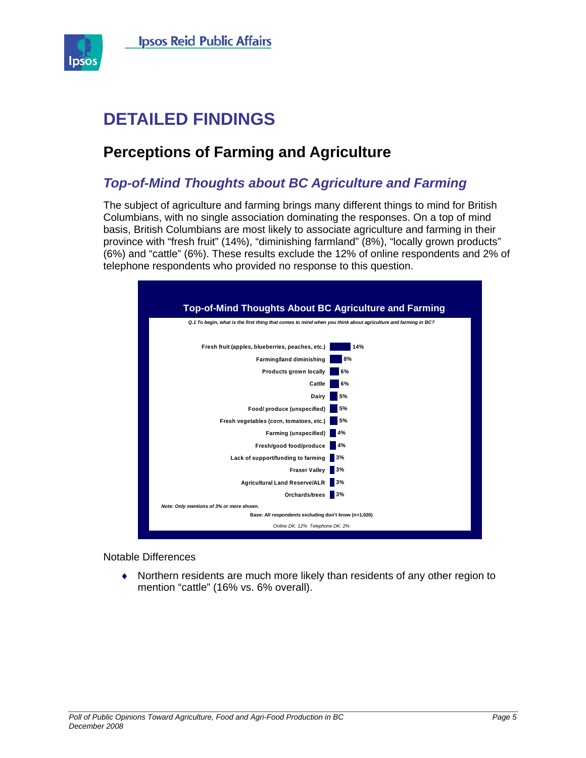# DETAILED FINDINGS

## Perceptions of Farming and Agriculture

### *Top-of-Mind Thoughts about BC Agriculture and Farming*

The subject of agriculture and farming brings many different things to mind for British Columbians, with no single association dominating the responses. On a top of mind basis, British Columbians are most likely to associate agriculture and farming in their province with “fresh fruit” (14%), “diminishing farmland” (8%), “locally grown products” (6%) and “cattle” (6%). These results exclude the 12% of online respondents and 2% of telephone respondents who provided no response to this question.

**Top-of-Mind Thoughts About BC Agriculture and Farming**

*Q.1 To begin, what is the first thing that comes to mind when you think about agriculture and farming in BC?*

| Response | % |
|---|---|
| Fresh fruit (apples, blueberries, peaches, etc.) | 14% |
| Farming/land diminishing | 8% |
| Products grown locally | 6% |
| Cattle | 6% |
| Dairy | 5% |
| Food/ produce (unspecified) | 5% |
| Fresh vegetables (corn, tomatoes, etc.) | 5% |
| Farming (unspecified) | 4% |
| Fresh/good food/produce | 4% |
| Lack of support/funding to farming | 3% |
| Fraser Valley | 3% |
| Agricultural Land Reserve/ALR | 3% |
| Orchards/trees | 3% |

*Note: Only mentions of 3% or more shown.*

Base: All respondents excluding don't know (n=1,026)

*Online DK: 12% Telephone DK: 2%*

Notable Differences

- Northern residents are much more likely than residents of any other region to mention “cattle” (16% vs. 6% overall).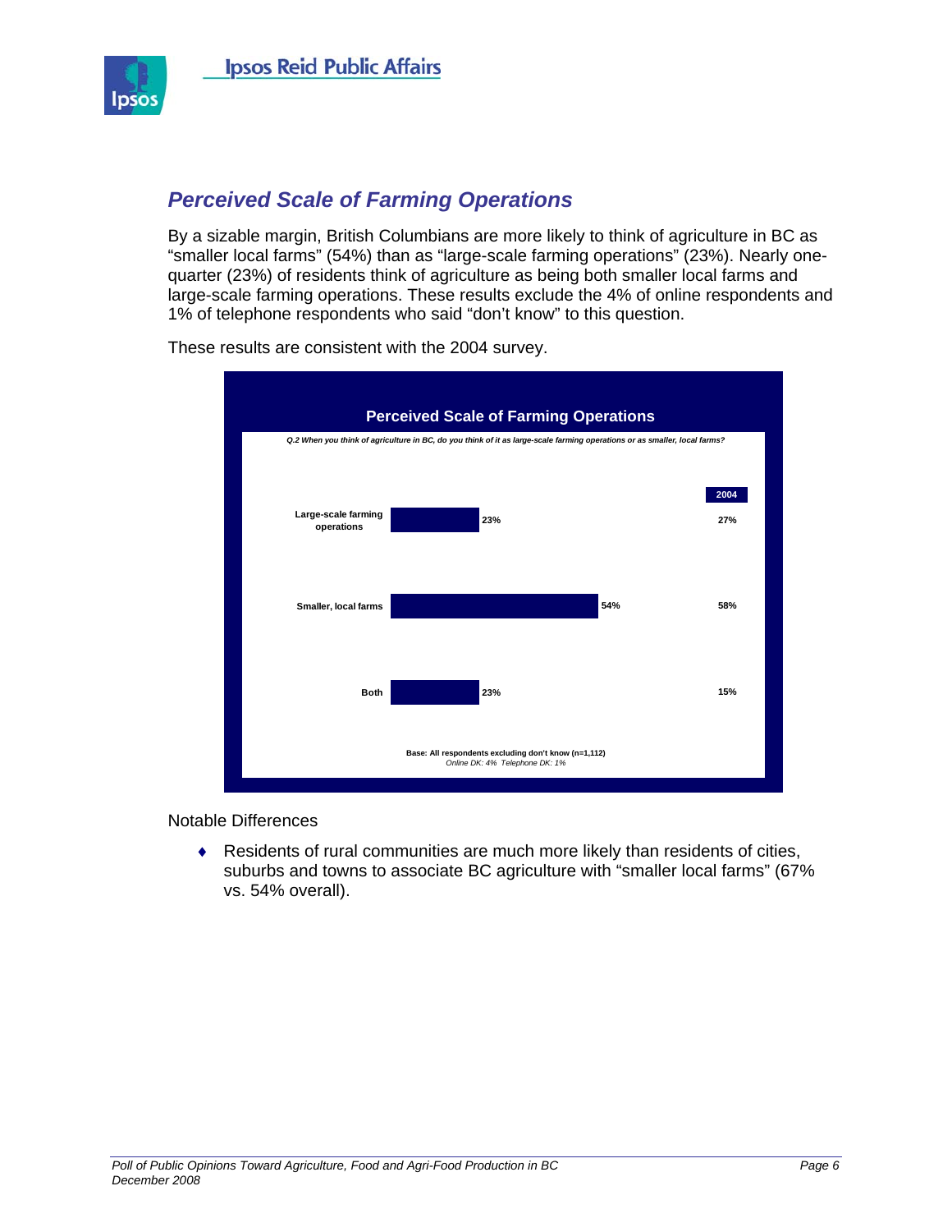## Perceived Scale of Farming Operations

By a sizable margin, British Columbians are more likely to think of agriculture in BC as "smaller local farms" (54%) than as "large-scale farming operations" (23%). Nearly one-quarter (23%) of residents think of agriculture as being both smaller local farms and large-scale farming operations. These results exclude the 4% of online respondents and 1% of telephone respondents who said "don't know" to this question.

These results are consistent with the 2004 survey.

**Perceived Scale of Farming Operations**

*Q.2 When you think of agriculture in BC, do you think of it as large-scale farming operations or as smaller, local farms?*

| | 2008 | 2004 |
|---|---|---|
| Large-scale farming operations | 23% | 27% |
| Smaller, local farms | 54% | 58% |
| Both | 23% | 15% |

**Base: All respondents excluding don't know (n=1,112)**
*Online DK: 4% Telephone DK: 1%*

Notable Differences

- Residents of rural communities are much more likely than residents of cities, suburbs and towns to associate BC agriculture with "smaller local farms" (67% vs. 54% overall).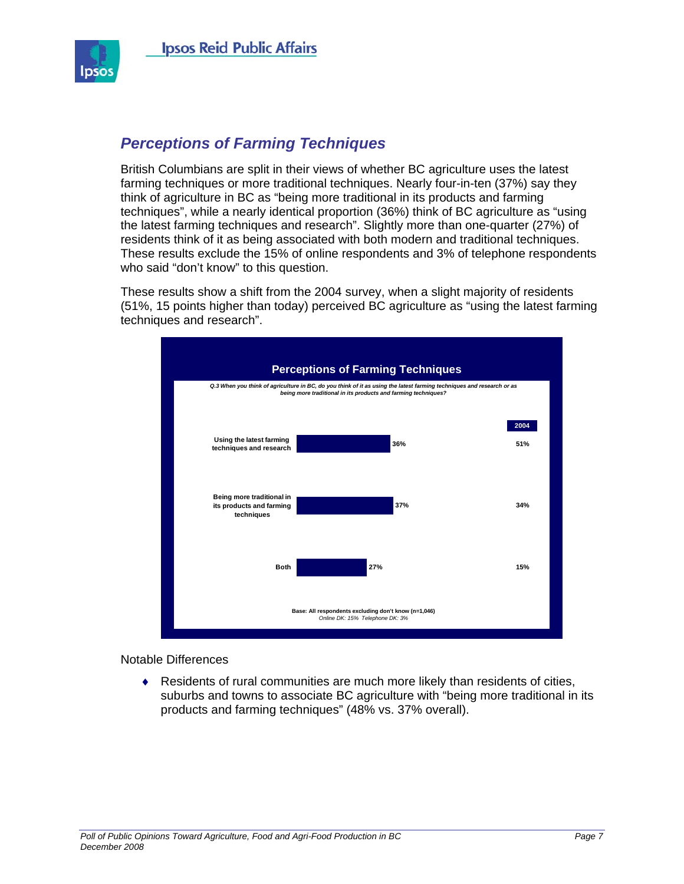## Perceptions of Farming Techniques

British Columbians are split in their views of whether BC agriculture uses the latest farming techniques or more traditional techniques. Nearly four-in-ten (37%) say they think of agriculture in BC as "being more traditional in its products and farming techniques", while a nearly identical proportion (36%) think of BC agriculture as "using the latest farming techniques and research". Slightly more than one-quarter (27%) of residents think of it as being associated with both modern and traditional techniques. These results exclude the 15% of online respondents and 3% of telephone respondents who said "don't know" to this question.

These results show a shift from the 2004 survey, when a slight majority of residents (51%, 15 points higher than today) perceived BC agriculture as "using the latest farming techniques and research".

**Perceptions of Farming Techniques**

*Q.3 When you think of agriculture in BC, do you think of it as using the latest farming techniques and research or as being more traditional in its products and farming techniques?*

| | 2008 | 2004 |
|---|---|---|
| Using the latest farming techniques and research | 36% | 51% |
| Being more traditional in its products and farming techniques | 37% | 34% |
| Both | 27% | 15% |

Base: All respondents excluding don't know (n=1,046)
*Online DK: 15% Telephone DK: 3%*

Notable Differences

- Residents of rural communities are much more likely than residents of cities, suburbs and towns to associate BC agriculture with "being more traditional in its products and farming techniques" (48% vs. 37% overall).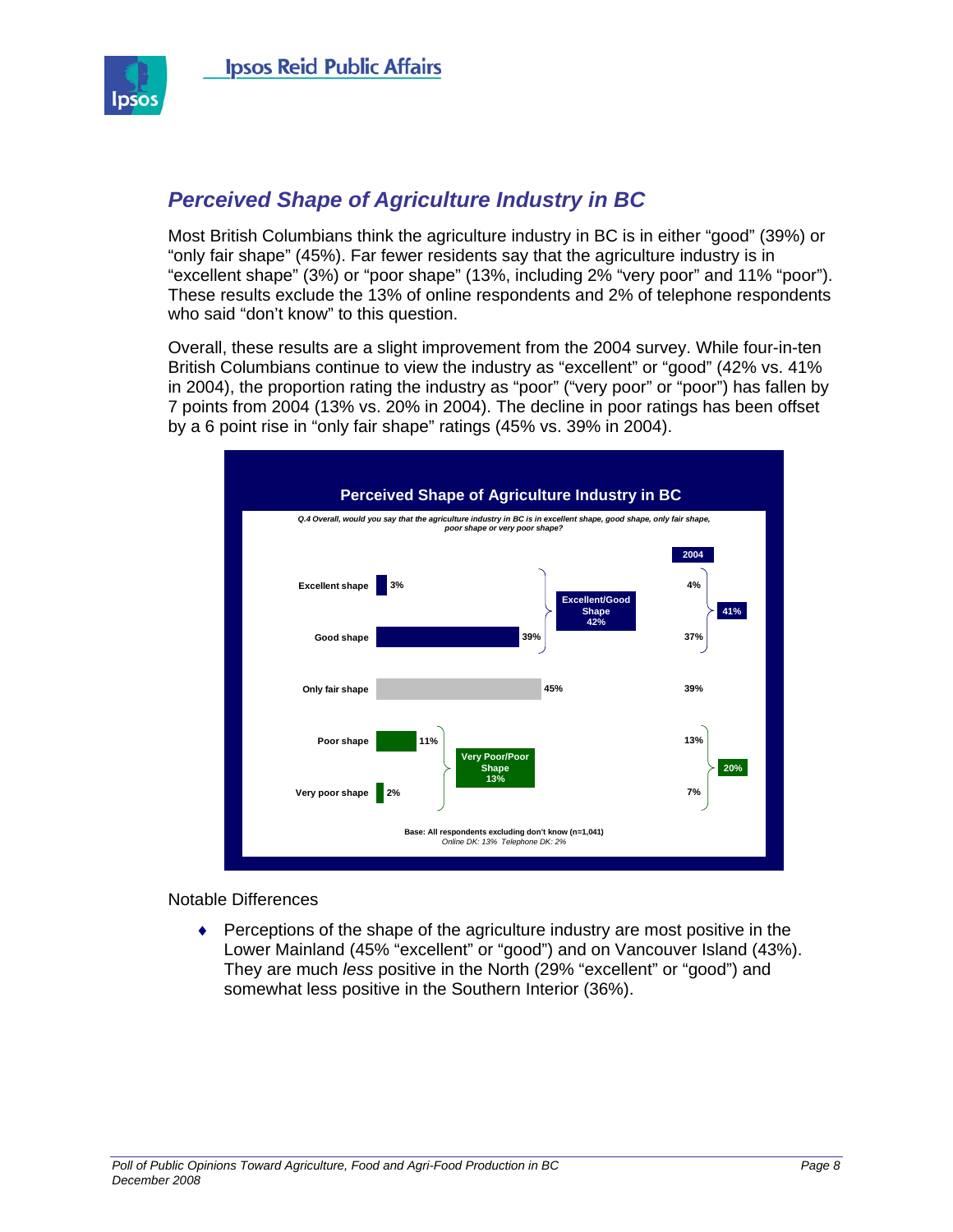## *Perceived Shape of Agriculture Industry in BC*

Most British Columbians think the agriculture industry in BC is in either "good" (39%) or "only fair shape" (45%). Far fewer residents say that the agriculture industry is in "excellent shape" (3%) or "poor shape" (13%, including 2% "very poor" and 11% "poor"). These results exclude the 13% of online respondents and 2% of telephone respondents who said "don't know" to this question.

Overall, these results are a slight improvement from the 2004 survey. While four-in-ten British Columbians continue to view the industry as "excellent" or "good" (42% vs. 41% in 2004), the proportion rating the industry as "poor" ("very poor" or "poor") has fallen by 7 points from 2004 (13% vs. 20% in 2004). The decline in poor ratings has been offset by a 6 point rise in "only fair shape" ratings (45% vs. 39% in 2004).

**Perceived Shape of Agriculture Industry in BC**

*Q.4 Overall, would you say that the agriculture industry in BC is in excellent shape, good shape, only fair shape, poor shape or very poor shape?*

| | 2008 | Net 2008 | 2004 | Net 2004 |
|---|---|---|---|---|
| Excellent shape | 3% | Excellent/Good Shape 42% | 4% | 41% |
| Good shape | 39% | | 37% | |
| Only fair shape | 45% | | 39% | |
| Poor shape | 11% | Very Poor/Poor Shape 13% | 13% | 20% |
| Very poor shape | 2% | | 7% | |

Base: All respondents excluding don't know (n=1,041)
*Online DK: 13% Telephone DK: 2%*

Notable Differences

- Perceptions of the shape of the agriculture industry are most positive in the Lower Mainland (45% "excellent" or "good") and on Vancouver Island (43%). They are much *less* positive in the North (29% "excellent" or "good") and somewhat less positive in the Southern Interior (36%).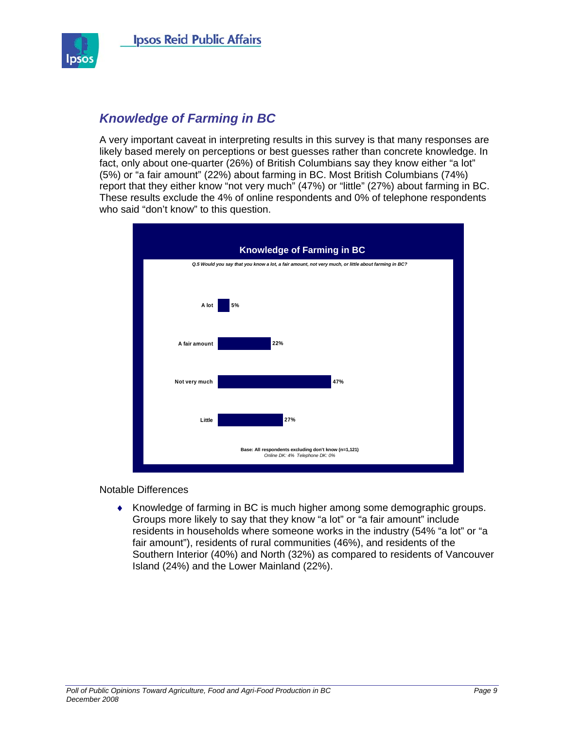## Knowledge of Farming in BC

A very important caveat in interpreting results in this survey is that many responses are likely based merely on perceptions or best guesses rather than concrete knowledge. In fact, only about one-quarter (26%) of British Columbians say they know either "a lot" (5%) or "a fair amount" (22%) about farming in BC. Most British Columbians (74%) report that they either know "not very much" (47%) or "little" (27%) about farming in BC. These results exclude the 4% of online respondents and 0% of telephone respondents who said "don't know" to this question.

**Knowledge of Farming in BC**

*Q.5 Would you say that you know a lot, a fair amount, not very much, or little about farming in BC?*

| Response | % |
|---|---|
| A lot | 5% |
| A fair amount | 22% |
| Not very much | 47% |
| Little | 27% |

Base: All respondents excluding don't know (n=1,121)
*Online DK: 4% Telephone DK: 0%*

Notable Differences

- Knowledge of farming in BC is much higher among some demographic groups. Groups more likely to say that they know "a lot" or "a fair amount" include residents in households where someone works in the industry (54% "a lot" or "a fair amount"), residents of rural communities (46%), and residents of the Southern Interior (40%) and North (32%) as compared to residents of Vancouver Island (24%) and the Lower Mainland (22%).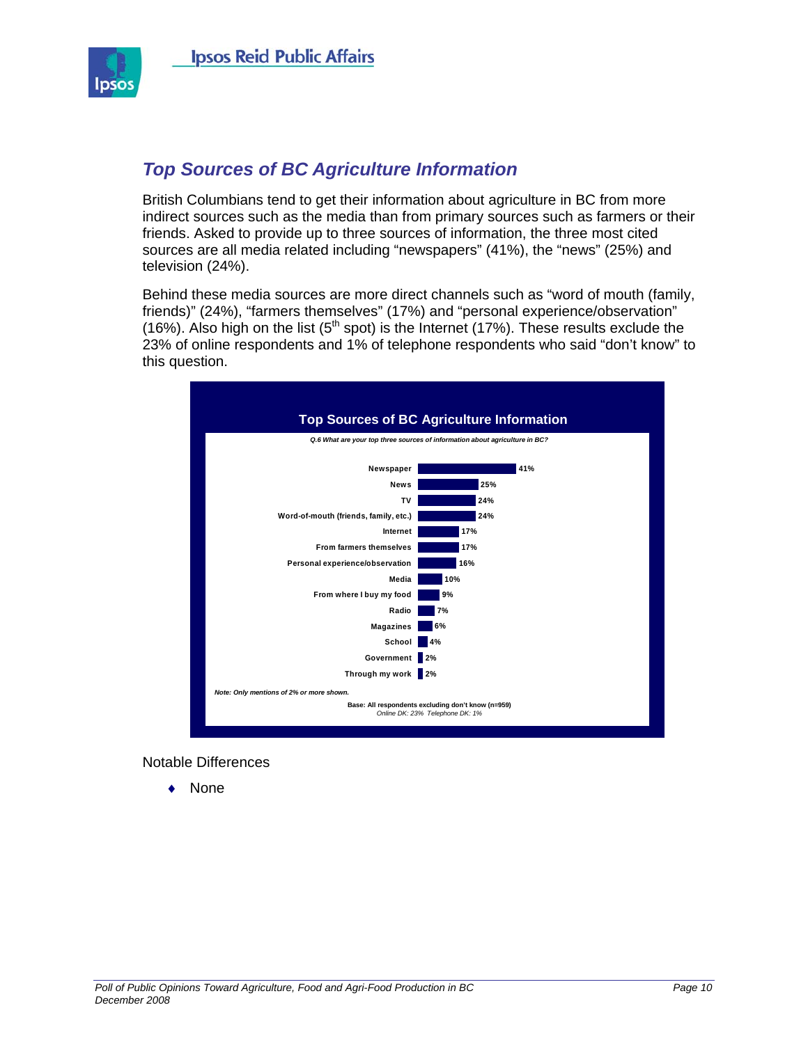## Top Sources of BC Agriculture Information

British Columbians tend to get their information about agriculture in BC from more indirect sources such as the media than from primary sources such as farmers or their friends. Asked to provide up to three sources of information, the three most cited sources are all media related including "newspapers" (41%), the "news" (25%) and television (24%).

Behind these media sources are more direct channels such as "word of mouth (family, friends)" (24%), "farmers themselves" (17%) and "personal experience/observation" (16%). Also high on the list (5th spot) is the Internet (17%). These results exclude the 23% of online respondents and 1% of telephone respondents who said "don't know" to this question.

**Top Sources of BC Agriculture Information**

*Q.6 What are your top three sources of information about agriculture in BC?*

| Source | % |
|---|---|
| Newspaper | 41% |
| News | 25% |
| TV | 24% |
| Word-of-mouth (friends, family, etc.) | 24% |
| Internet | 17% |
| From farmers themselves | 17% |
| Personal experience/observation | 16% |
| Media | 10% |
| From where I buy my food | 9% |
| Radio | 7% |
| Magazines | 6% |
| School | 4% |
| Government | 2% |
| Through my work | 2% |

*Note: Only mentions of 2% or more shown.*

Base: All respondents excluding don't know (n=959)
*Online DK: 23% Telephone DK: 1%*

Notable Differences

- None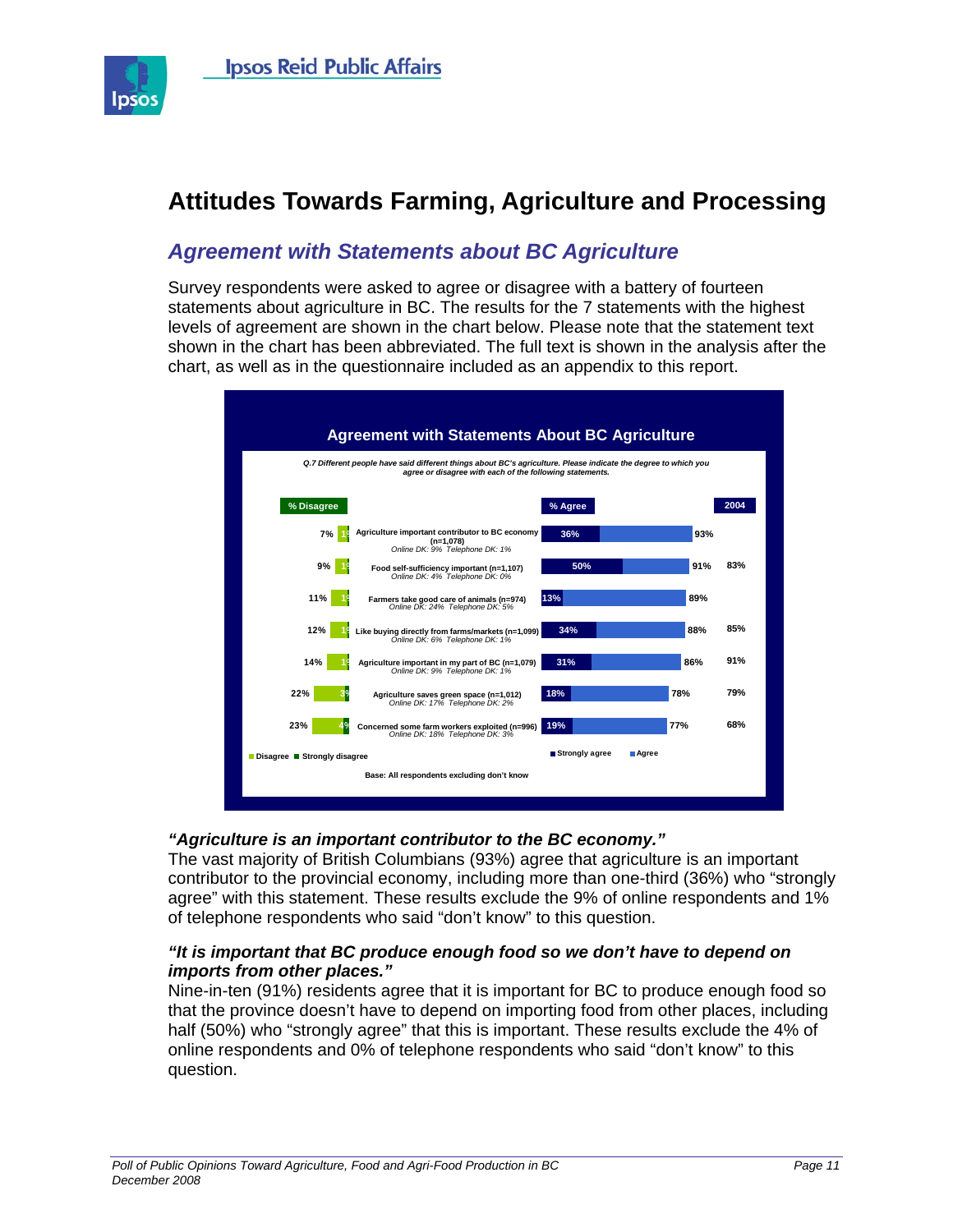# Attitudes Towards Farming, Agriculture and Processing

## *Agreement with Statements about BC Agriculture*

Survey respondents were asked to agree or disagree with a battery of fourteen statements about agriculture in BC. The results for the 7 statements with the highest levels of agreement are shown in the chart below. Please note that the statement text shown in the chart has been abbreviated. The full text is shown in the analysis after the chart, as well as in the questionnaire included as an appendix to this report.

**Agreement with Statements About BC Agriculture**

*Q.7 Different people have said different things about BC's agriculture. Please indicate the degree to which you agree or disagree with each of the following statements.*

| % Disagree | Statement | Strongly agree | % Agree | 2004 |
|---|---|---|---|---|
| 7% | Agriculture important contributor to BC economy (n=1,078) *Online DK: 9% Telephone DK: 1%* | 36% | 93% | |
| 9% | Food self-sufficiency important (n=1,107) *Online DK: 4% Telephone DK: 0%* | 50% | 91% | 83% |
| 11% | Farmers take good care of animals (n=974) *Online DK: 24% Telephone DK: 5%* | 13% | 89% | |
| 12% | Like buying directly from farms/markets (n=1,099) *Online DK: 6% Telephone DK: 1%* | 34% | 88% | 85% |
| 14% | Agriculture important in my part of BC (n=1,079) *Online DK: 9% Telephone DK: 1%* | 31% | 86% | 91% |
| 22% (Strongly disagree: 3%) | Agriculture saves green space (n=1,012) *Online DK: 17% Telephone DK: 2%* | 18% | 78% | 79% |
| 23% (Strongly disagree: 4%) | Concerned some farm workers exploited (n=996) *Online DK: 18% Telephone DK: 3%* | 19% | 77% | 68% |

Base: All respondents excluding don't know

### *"Agriculture is an important contributor to the BC economy."*

The vast majority of British Columbians (93%) agree that agriculture is an important contributor to the provincial economy, including more than one-third (36%) who "strongly agree" with this statement. These results exclude the 9% of online respondents and 1% of telephone respondents who said "don't know" to this question.

### *"It is important that BC produce enough food so we don't have to depend on imports from other places."*

Nine-in-ten (91%) residents agree that it is important for BC to produce enough food so that the province doesn't have to depend on importing food from other places, including half (50%) who "strongly agree" that this is important. These results exclude the 4% of online respondents and 0% of telephone respondents who said "don't know" to this question.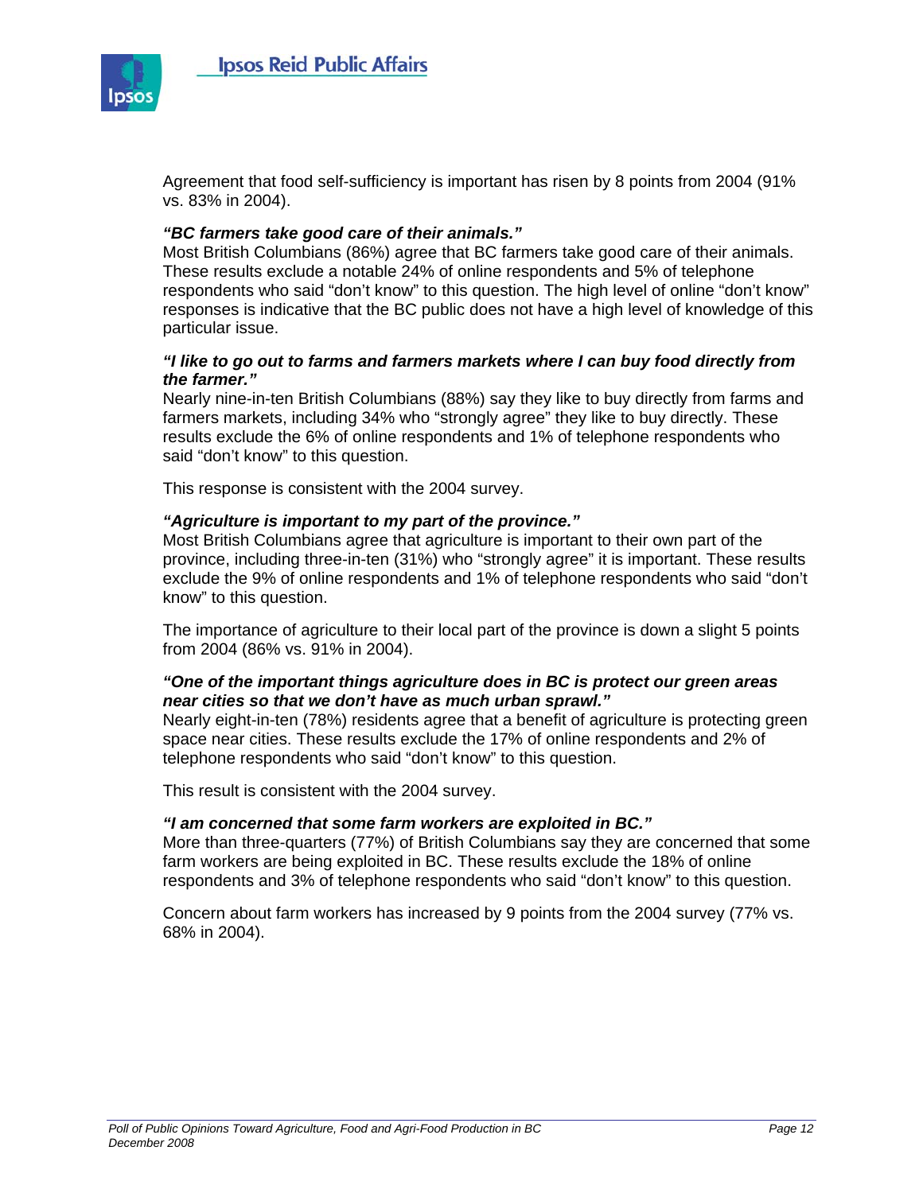Agreement that food self-sufficiency is important has risen by 8 points from 2004 (91% vs. 83% in 2004).

***"BC farmers take good care of their animals."***

Most British Columbians (86%) agree that BC farmers take good care of their animals. These results exclude a notable 24% of online respondents and 5% of telephone respondents who said "don't know" to this question. The high level of online "don't know" responses is indicative that the BC public does not have a high level of knowledge of this particular issue.

***"I like to go out to farms and farmers markets where I can buy food directly from the farmer."***

Nearly nine-in-ten British Columbians (88%) say they like to buy directly from farms and farmers markets, including 34% who "strongly agree" they like to buy directly. These results exclude the 6% of online respondents and 1% of telephone respondents who said "don't know" to this question.

This response is consistent with the 2004 survey.

***"Agriculture is important to my part of the province."***

Most British Columbians agree that agriculture is important to their own part of the province, including three-in-ten (31%) who "strongly agree" it is important. These results exclude the 9% of online respondents and 1% of telephone respondents who said "don't know" to this question.

The importance of agriculture to their local part of the province is down a slight 5 points from 2004 (86% vs. 91% in 2004).

***"One of the important things agriculture does in BC is protect our green areas near cities so that we don't have as much urban sprawl."***

Nearly eight-in-ten (78%) residents agree that a benefit of agriculture is protecting green space near cities. These results exclude the 17% of online respondents and 2% of telephone respondents who said "don't know" to this question.

This result is consistent with the 2004 survey.

***"I am concerned that some farm workers are exploited in BC."***

More than three-quarters (77%) of British Columbians say they are concerned that some farm workers are being exploited in BC. These results exclude the 18% of online respondents and 3% of telephone respondents who said "don't know" to this question.

Concern about farm workers has increased by 9 points from the 2004 survey (77% vs. 68% in 2004).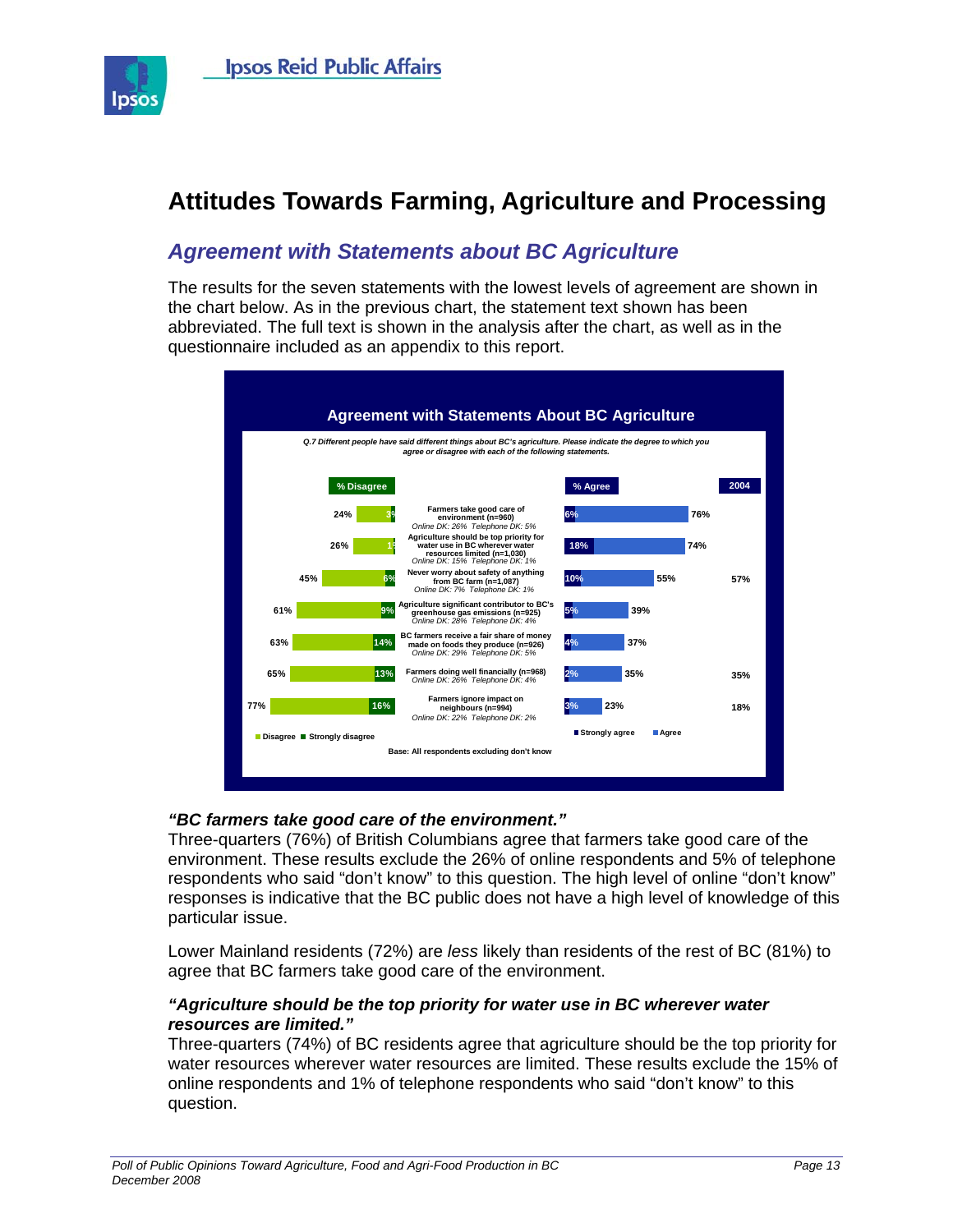# Attitudes Towards Farming, Agriculture and Processing

## *Agreement with Statements about BC Agriculture*

The results for the seven statements with the lowest levels of agreement are shown in the chart below. As in the previous chart, the statement text shown has been abbreviated. The full text is shown in the analysis after the chart, as well as in the questionnaire included as an appendix to this report.

**Agreement with Statements About BC Agriculture**

*Q.7 Different people have said different things about BC's agriculture. Please indicate the degree to which you agree or disagree with each of the following statements.*

| % Disagree | Strongly disagree | Statement | Strongly agree | % Agree | 2004 |
|---|---|---|---|---|---|
| 24% | 3% | Farmers take good care of environment (n=960) *Online DK: 26% Telephone DK: 5%* | 6% | 76% | |
| 26% | 1% | Agriculture should be top priority for water use in BC wherever water resources limited (n=1,030) *Online DK: 15% Telephone DK: 1%* | 18% | 74% | |
| 45% | 6% | Never worry about safety of anything from BC farm (n=1,087) *Online DK: 7% Telephone DK: 1%* | 10% | 55% | 57% |
| 61% | 9% | Agriculture significant contributor to BC's greenhouse gas emissions (n=925) *Online DK: 28% Telephone DK: 4%* | 5% | 39% | |
| 63% | 14% | BC farmers receive a fair share of money made on foods they produce (n=926) *Online DK: 29% Telephone DK: 5%* | 4% | 37% | |
| 65% | 13% | Farmers doing well financially (n=968) *Online DK: 26% Telephone DK: 4%* | 2% | 35% | 35% |
| 77% | 16% | Farmers ignore impact on neighbours (n=994) *Online DK: 22% Telephone DK: 2%* | 3% | 23% | 18% |

Base: All respondents excluding don't know

### *"BC farmers take good care of the environment."*

Three-quarters (76%) of British Columbians agree that farmers take good care of the environment. These results exclude the 26% of online respondents and 5% of telephone respondents who said "don't know" to this question. The high level of online "don't know" responses is indicative that the BC public does not have a high level of knowledge of this particular issue.

Lower Mainland residents (72%) are *less* likely than residents of the rest of BC (81%) to agree that BC farmers take good care of the environment.

### *"Agriculture should be the top priority for water use in BC wherever water resources are limited."*

Three-quarters (74%) of BC residents agree that agriculture should be the top priority for water resources wherever water resources are limited. These results exclude the 15% of online respondents and 1% of telephone respondents who said "don't know" to this question.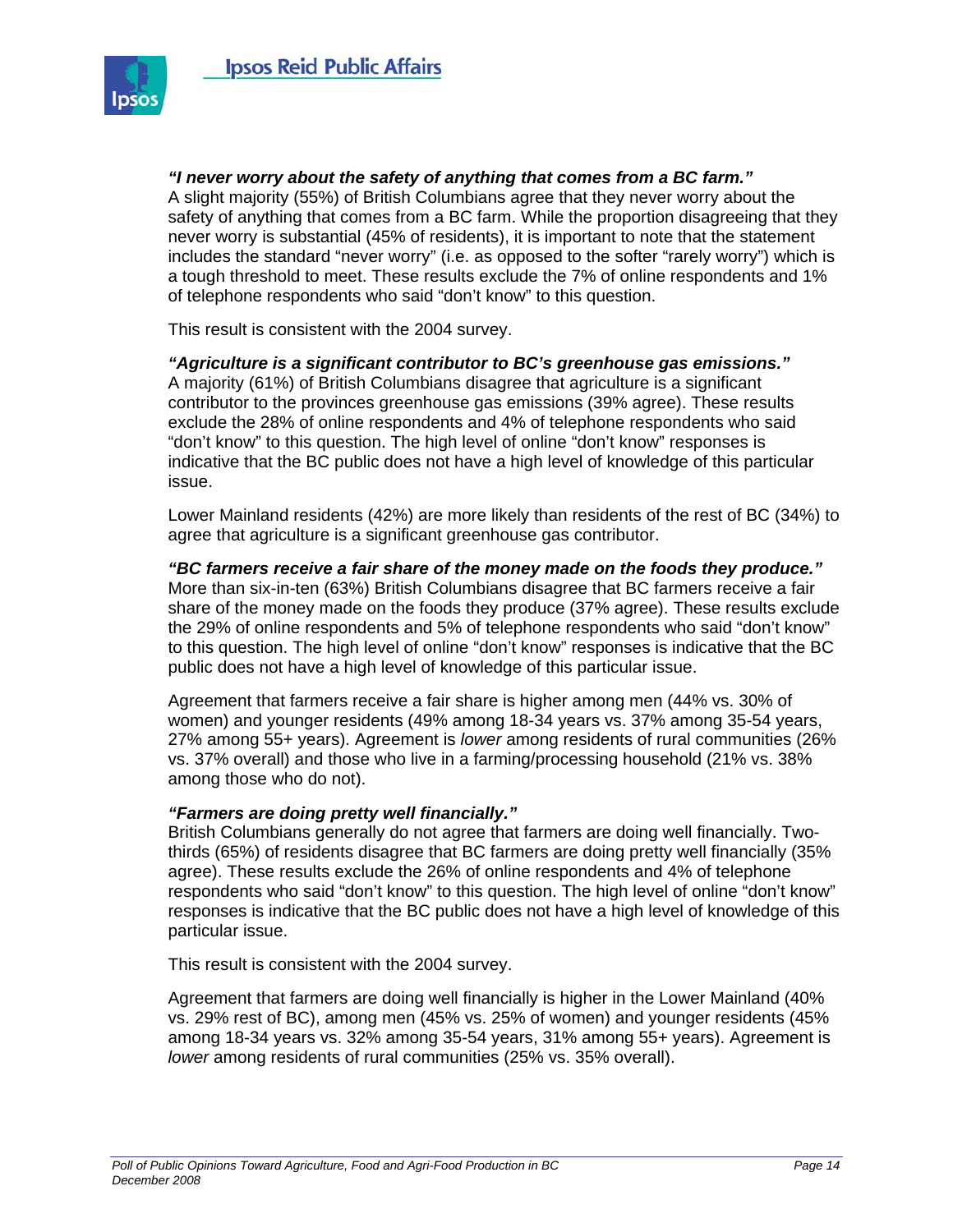***"I never worry about the safety of anything that comes from a BC farm."***
A slight majority (55%) of British Columbians agree that they never worry about the safety of anything that comes from a BC farm. While the proportion disagreeing that they never worry is substantial (45% of residents), it is important to note that the statement includes the standard "never worry" (i.e. as opposed to the softer "rarely worry") which is a tough threshold to meet. These results exclude the 7% of online respondents and 1% of telephone respondents who said "don't know" to this question.

This result is consistent with the 2004 survey.

***"Agriculture is a significant contributor to BC's greenhouse gas emissions."***
A majority (61%) of British Columbians disagree that agriculture is a significant contributor to the provinces greenhouse gas emissions (39% agree). These results exclude the 28% of online respondents and 4% of telephone respondents who said "don't know" to this question. The high level of online "don't know" responses is indicative that the BC public does not have a high level of knowledge of this particular issue.

Lower Mainland residents (42%) are more likely than residents of the rest of BC (34%) to agree that agriculture is a significant greenhouse gas contributor.

***"BC farmers receive a fair share of the money made on the foods they produce."***
More than six-in-ten (63%) British Columbians disagree that BC farmers receive a fair share of the money made on the foods they produce (37% agree). These results exclude the 29% of online respondents and 5% of telephone respondents who said "don't know" to this question. The high level of online "don't know" responses is indicative that the BC public does not have a high level of knowledge of this particular issue.

Agreement that farmers receive a fair share is higher among men (44% vs. 30% of women) and younger residents (49% among 18-34 years vs. 37% among 35-54 years, 27% among 55+ years). Agreement is *lower* among residents of rural communities (26% vs. 37% overall) and those who live in a farming/processing household (21% vs. 38% among those who do not).

***"Farmers are doing pretty well financially."***
British Columbians generally do not agree that farmers are doing well financially. Two-thirds (65%) of residents disagree that BC farmers are doing pretty well financially (35% agree). These results exclude the 26% of online respondents and 4% of telephone respondents who said "don't know" to this question. The high level of online "don't know" responses is indicative that the BC public does not have a high level of knowledge of this particular issue.

This result is consistent with the 2004 survey.

Agreement that farmers are doing well financially is higher in the Lower Mainland (40% vs. 29% rest of BC), among men (45% vs. 25% of women) and younger residents (45% among 18-34 years vs. 32% among 35-54 years, 31% among 55+ years). Agreement is *lower* among residents of rural communities (25% vs. 35% overall).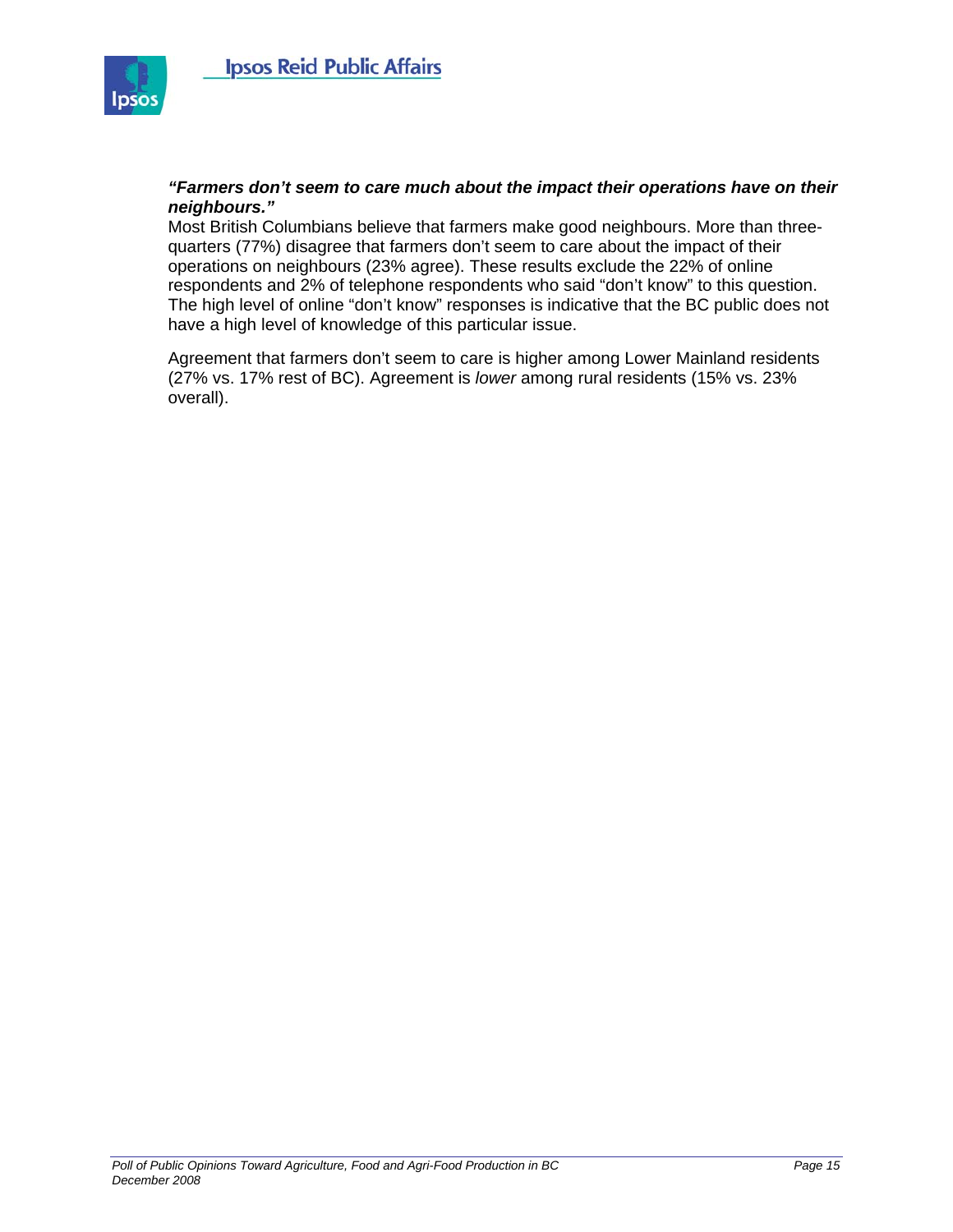***"Farmers don't seem to care much about the impact their operations have on their neighbours."***

Most British Columbians believe that farmers make good neighbours. More than three-quarters (77%) disagree that farmers don't seem to care about the impact of their operations on neighbours (23% agree). These results exclude the 22% of online respondents and 2% of telephone respondents who said "don't know" to this question. The high level of online "don't know" responses is indicative that the BC public does not have a high level of knowledge of this particular issue.

Agreement that farmers don't seem to care is higher among Lower Mainland residents (27% vs. 17% rest of BC). Agreement is *lower* among rural residents (15% vs. 23% overall).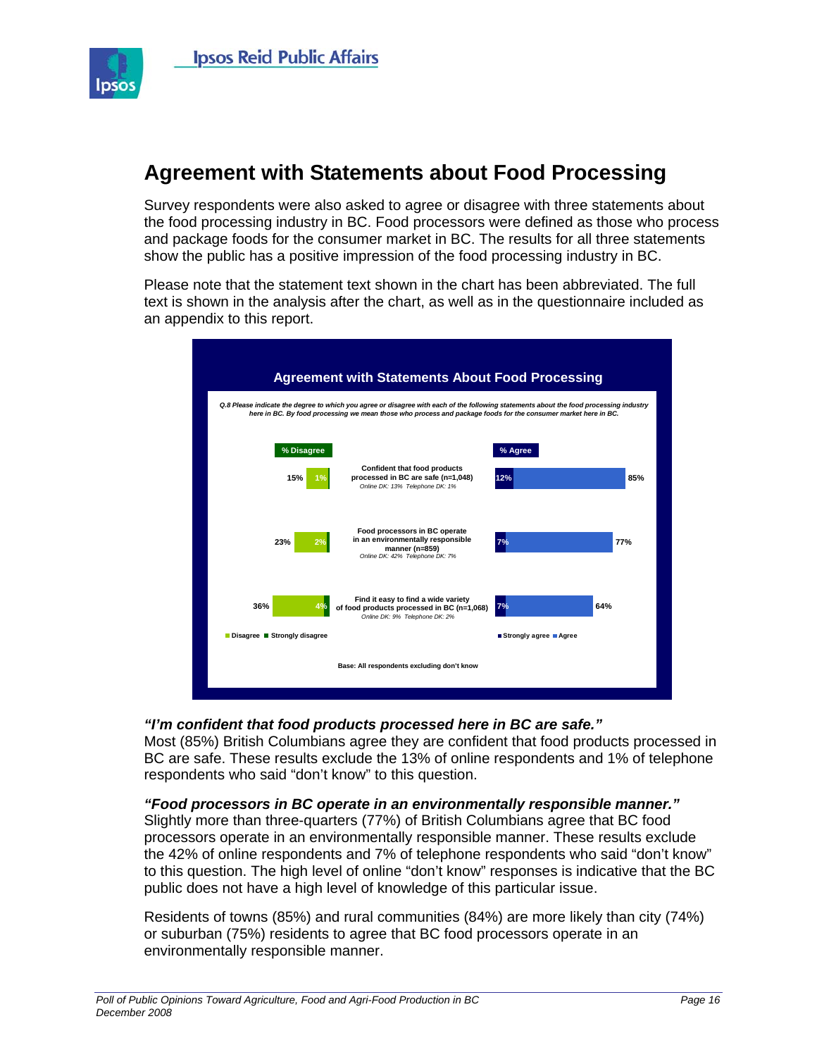## Agreement with Statements about Food Processing

Survey respondents were also asked to agree or disagree with three statements about the food processing industry in BC. Food processors were defined as those who process and package foods for the consumer market in BC. The results for all three statements show the public has a positive impression of the food processing industry in BC.

Please note that the statement text shown in the chart has been abbreviated. The full text is shown in the analysis after the chart, as well as in the questionnaire included as an appendix to this report.

**Agreement with Statements About Food Processing**

*Q.8 Please indicate the degree to which you agree or disagree with each of the following statements about the food processing industry here in BC. By food processing we mean those who process and package foods for the consumer market here in BC.*

| % Disagree | Strongly disagree | Statement | Strongly agree | % Agree |
|---|---|---|---|---|
| 15% | 1% | Confident that food products processed in BC are safe (n=1,048) *Online DK: 13% Telephone DK: 1%* | 12% | 85% |
| 23% | 2% | Food processors in BC operate in an environmentally responsible manner (n=859) *Online DK: 42% Telephone DK: 7%* | 7% | 77% |
| 36% | 4% | Find it easy to find a wide variety of food products processed in BC (n=1,068) *Online DK: 9% Telephone DK: 2%* | 7% | 64% |

Base: All respondents excluding don't know

***"I'm confident that food products processed here in BC are safe."***
Most (85%) British Columbians agree they are confident that food products processed in BC are safe. These results exclude the 13% of online respondents and 1% of telephone respondents who said "don't know" to this question.

***"Food processors in BC operate in an environmentally responsible manner."***
Slightly more than three-quarters (77%) of British Columbians agree that BC food processors operate in an environmentally responsible manner. These results exclude the 42% of online respondents and 7% of telephone respondents who said "don't know" to this question. The high level of online "don't know" responses is indicative that the BC public does not have a high level of knowledge of this particular issue.

Residents of towns (85%) and rural communities (84%) are more likely than city (74%) or suburban (75%) residents to agree that BC food processors operate in an environmentally responsible manner.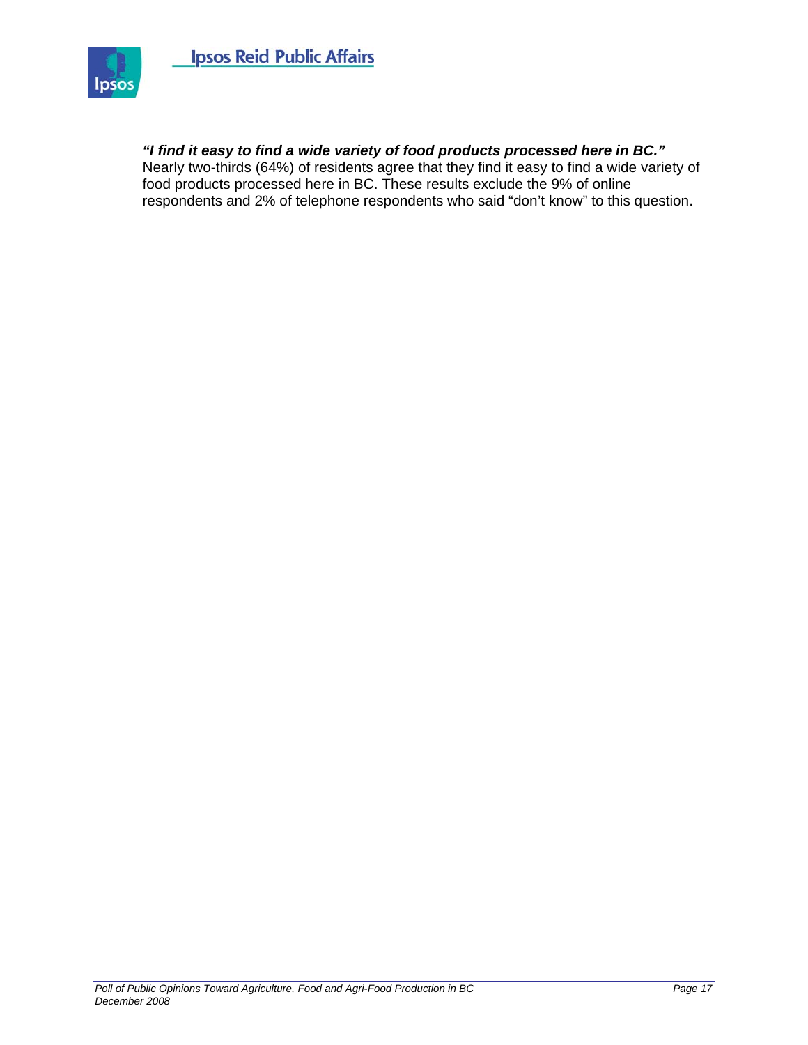***"I find it easy to find a wide variety of food products processed here in BC."***

Nearly two-thirds (64%) of residents agree that they find it easy to find a wide variety of food products processed here in BC. These results exclude the 9% of online respondents and 2% of telephone respondents who said "don't know" to this question.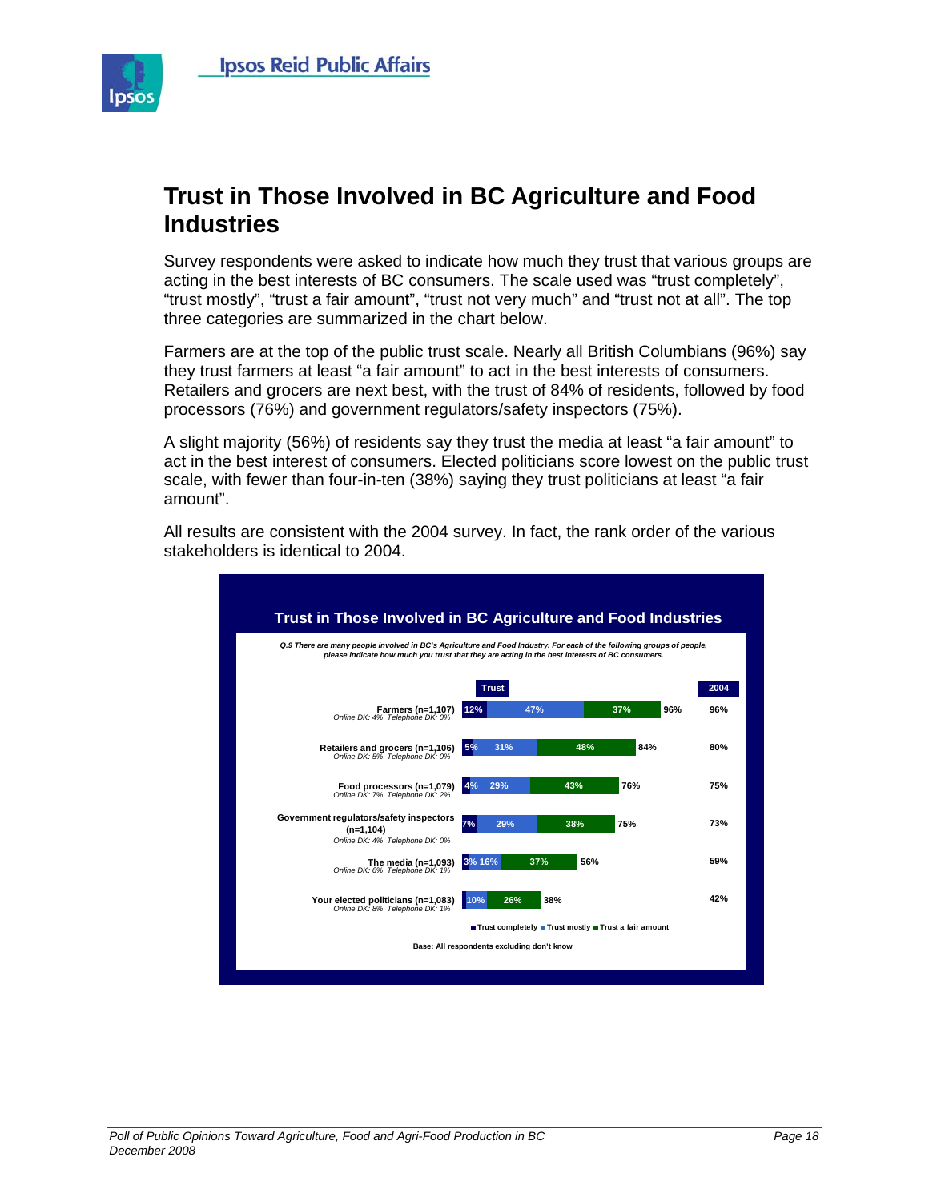# Trust in Those Involved in BC Agriculture and Food Industries

Survey respondents were asked to indicate how much they trust that various groups are acting in the best interests of BC consumers. The scale used was "trust completely", "trust mostly", "trust a fair amount", "trust not very much" and "trust not at all". The top three categories are summarized in the chart below.

Farmers are at the top of the public trust scale. Nearly all British Columbians (96%) say they trust farmers at least "a fair amount" to act in the best interests of consumers. Retailers and grocers are next best, with the trust of 84% of residents, followed by food processors (76%) and government regulators/safety inspectors (75%).

A slight majority (56%) of residents say they trust the media at least "a fair amount" to act in the best interest of consumers. Elected politicians score lowest on the public trust scale, with fewer than four-in-ten (38%) saying they trust politicians at least "a fair amount".

All results are consistent with the 2004 survey. In fact, the rank order of the various stakeholders is identical to 2004.

**Trust in Those Involved in BC Agriculture and Food Industries**

*Q.9 There are many people involved in BC's Agriculture and Food Industry. For each of the following groups of people, please indicate how much you trust that they are acting in the best interests of BC consumers.*

| Group | Trust completely | Trust mostly | Trust a fair amount | Trust | 2004 |
|---|---|---|---|---|---|
| Farmers (n=1,107) *Online DK: 4% Telephone DK: 0%* | 12% | 47% | 37% | 96% | 96% |
| Retailers and grocers (n=1,106) *Online DK: 5% Telephone DK: 0%* | 5% | 31% | 48% | 84% | 80% |
| Food processors (n=1,079) *Online DK: 7% Telephone DK: 2%* | 4% | 29% | 43% | 76% | 75% |
| Government regulators/safety inspectors (n=1,104) *Online DK: 4% Telephone DK: 0%* | 7% | 29% | 38% | 75% | 73% |
| The media (n=1,093) *Online DK: 6% Telephone DK: 1%* | 3% | 16% | 37% | 56% | 59% |
| Your elected politicians (n=1,083) *Online DK: 8% Telephone DK: 1%* | | 10% | 26% | 38% | 42% |

Base: All respondents excluding don't know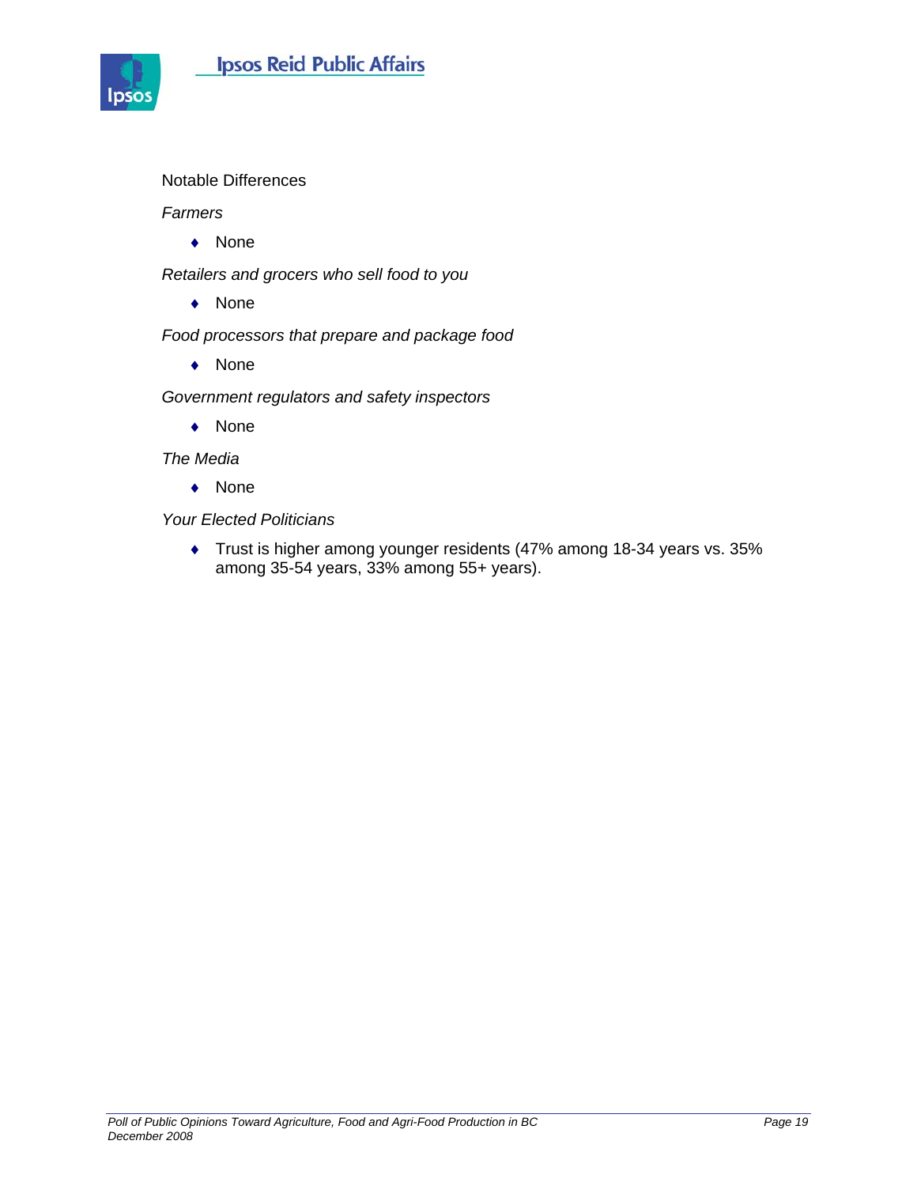Notable Differences

*Farmers*

- None

*Retailers and grocers who sell food to you*

- None

*Food processors that prepare and package food*

- None

*Government regulators and safety inspectors*

- None

*The Media*

- None

*Your Elected Politicians*

- Trust is higher among younger residents (47% among 18-34 years vs. 35% among 35-54 years, 33% among 55+ years).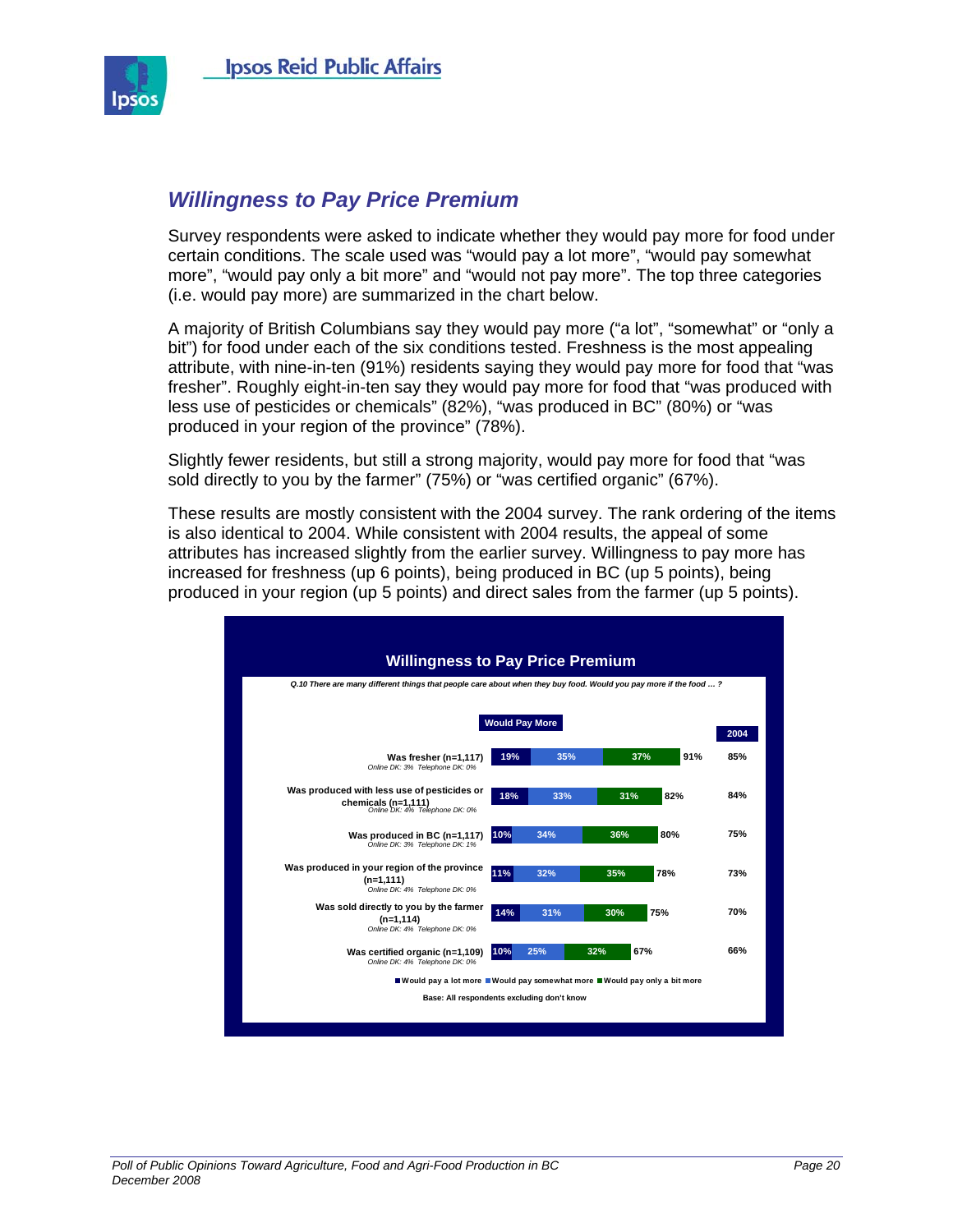## *Willingness to Pay Price Premium*

Survey respondents were asked to indicate whether they would pay more for food under certain conditions. The scale used was "would pay a lot more", "would pay somewhat more", "would pay only a bit more" and "would not pay more". The top three categories (i.e. would pay more) are summarized in the chart below.

A majority of British Columbians say they would pay more ("a lot", "somewhat" or "only a bit") for food under each of the six conditions tested. Freshness is the most appealing attribute, with nine-in-ten (91%) residents saying they would pay more for food that "was fresher". Roughly eight-in-ten say they would pay more for food that "was produced with less use of pesticides or chemicals" (82%), "was produced in BC" (80%) or "was produced in your region of the province" (78%).

Slightly fewer residents, but still a strong majority, would pay more for food that "was sold directly to you by the farmer" (75%) or "was certified organic" (67%).

These results are mostly consistent with the 2004 survey. The rank ordering of the items is also identical to 2004. While consistent with 2004 results, the appeal of some attributes has increased slightly from the earlier survey. Willingness to pay more has increased for freshness (up 6 points), being produced in BC (up 5 points), being produced in your region (up 5 points) and direct sales from the farmer (up 5 points).

**Willingness to Pay Price Premium**

*Q.10 There are many different things that people care about when they buy food. Would you pay more if the food … ?*

| | Would pay a lot more | Would pay somewhat more | Would pay only a bit more | Would Pay More | 2004 |
|---|---|---|---|---|---|
| Was fresher (n=1,117) *Online DK: 3% Telephone DK: 0%* | 19% | 35% | 37% | 91% | 85% |
| Was produced with less use of pesticides or chemicals (n=1,111) *Online DK: 4% Telephone DK: 0%* | 18% | 33% | 31% | 82% | 84% |
| Was produced in BC (n=1,117) *Online DK: 3% Telephone DK: 1%* | 10% | 34% | 36% | 80% | 75% |
| Was produced in your region of the province (n=1,111) *Online DK: 4% Telephone DK: 0%* | 11% | 32% | 35% | 78% | 73% |
| Was sold directly to you by the farmer (n=1,114) *Online DK: 4% Telephone DK: 0%* | 14% | 31% | 30% | 75% | 70% |
| Was certified organic (n=1,109) *Online DK: 4% Telephone DK: 0%* | 10% | 25% | 32% | 67% | 66% |

Base: All respondents excluding don't know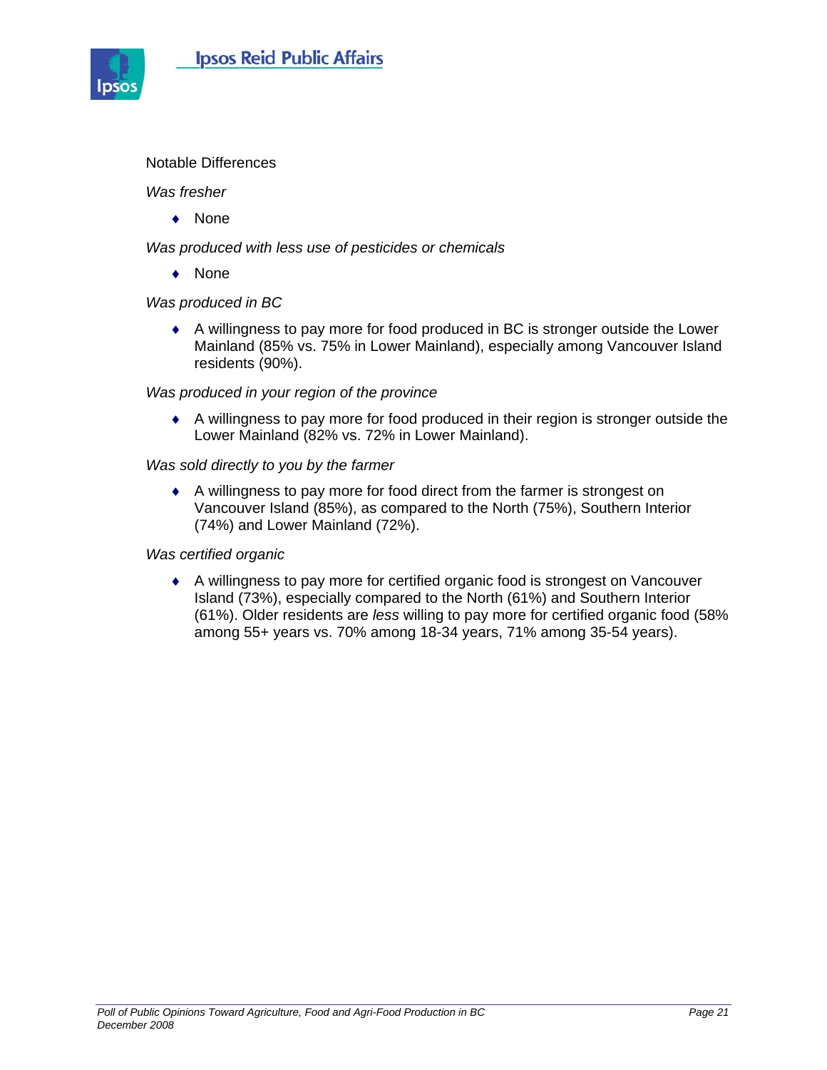Notable Differences

*Was fresher*

- None

*Was produced with less use of pesticides or chemicals*

- None

*Was produced in BC*

- A willingness to pay more for food produced in BC is stronger outside the Lower Mainland (85% vs. 75% in Lower Mainland), especially among Vancouver Island residents (90%).

*Was produced in your region of the province*

- A willingness to pay more for food produced in their region is stronger outside the Lower Mainland (82% vs. 72% in Lower Mainland).

*Was sold directly to you by the farmer*

- A willingness to pay more for food direct from the farmer is strongest on Vancouver Island (85%), as compared to the North (75%), Southern Interior (74%) and Lower Mainland (72%).

*Was certified organic*

- A willingness to pay more for certified organic food is strongest on Vancouver Island (73%), especially compared to the North (61%) and Southern Interior (61%). Older residents are *less* willing to pay more for certified organic food (58% among 55+ years vs. 70% among 18-34 years, 71% among 35-54 years).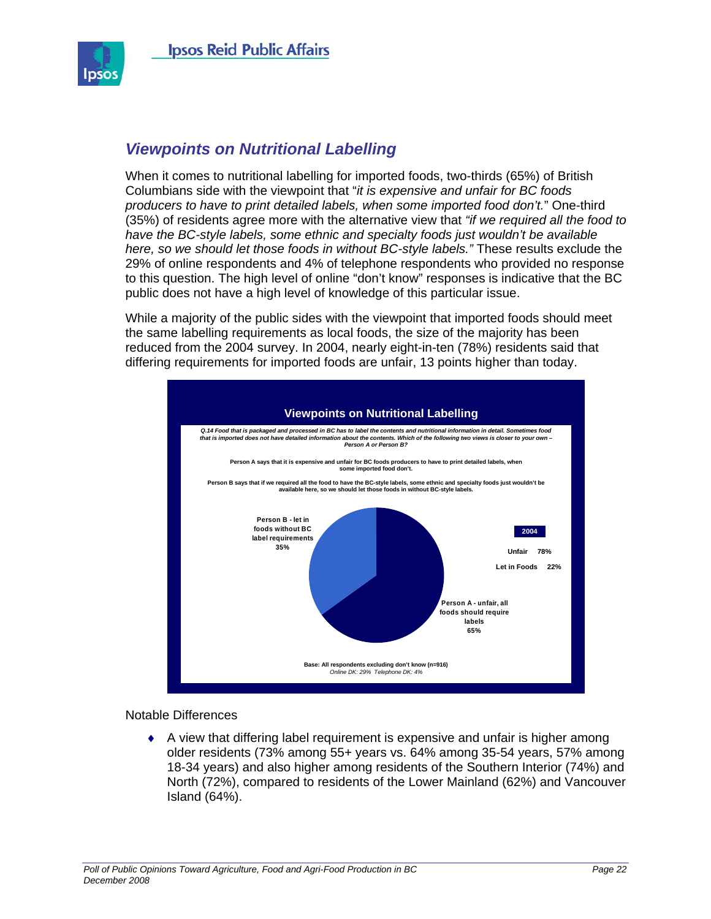## *Viewpoints on Nutritional Labelling*

When it comes to nutritional labelling for imported foods, two-thirds (65%) of British Columbians side with the viewpoint that "*it is expensive and unfair for BC foods producers to have to print detailed labels, when some imported food don't.*" One-third (35%) of residents agree more with the alternative view that *"if we required all the food to have the BC-style labels, some ethnic and specialty foods just wouldn't be available here, so we should let those foods in without BC-style labels."* These results exclude the 29% of online respondents and 4% of telephone respondents who provided no response to this question. The high level of online "don't know" responses is indicative that the BC public does not have a high level of knowledge of this particular issue.

While a majority of the public sides with the viewpoint that imported foods should meet the same labelling requirements as local foods, the size of the majority has been reduced from the 2004 survey. In 2004, nearly eight-in-ten (78%) residents said that differing requirements for imported foods are unfair, 13 points higher than today.

**Viewpoints on Nutritional Labelling**

***Q.14 Food that is packaged and processed in BC has to label the contents and nutritional information in detail. Sometimes food that is imported does not have detailed information about the contents. Which of the following two views is closer to your own – Person A or Person B?***

**Person A says that it is expensive and unfair for BC foods producers to have to print detailed labels, when some imported food don't.**

**Person B says that if we required all the food to have the BC-style labels, some ethnic and specialty foods just wouldn't be available here, so we should let those foods in without BC-style labels.**

| Response | % |
|---|---|
| Person A - unfair, all foods should require labels | 65% |
| Person B - let in foods without BC label requirements | 35% |

| 2004 | |
|---|---|
| Unfair | 78% |
| Let in Foods | 22% |

**Base: All respondents excluding don't know (n=916)**
*Online DK: 29% Telephone DK: 4%*

Notable Differences

- A view that differing label requirement is expensive and unfair is higher among older residents (73% among 55+ years vs. 64% among 35-54 years, 57% among 18-34 years) and also higher among residents of the Southern Interior (74%) and North (72%), compared to residents of the Lower Mainland (62%) and Vancouver Island (64%).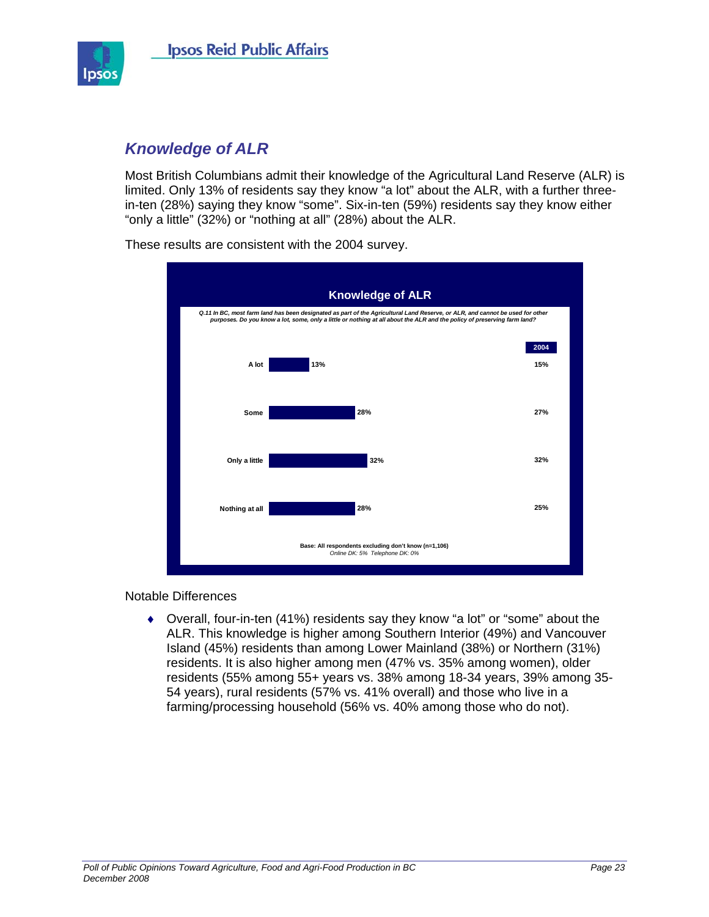## *Knowledge of ALR*

Most British Columbians admit their knowledge of the Agricultural Land Reserve (ALR) is limited. Only 13% of residents say they know "a lot" about the ALR, with a further three-in-ten (28%) saying they know "some". Six-in-ten (59%) residents say they know either "only a little" (32%) or "nothing at all" (28%) about the ALR.

These results are consistent with the 2004 survey.

**Knowledge of ALR**

*Q.11 In BC, most farm land has been designated as part of the Agricultural Land Reserve, or ALR, and cannot be used for other purposes. Do you know a lot, some, only a little or nothing at all about the ALR and the policy of preserving farm land?*

| | 2008 | 2004 |
|---|---|---|
| A lot | 13% | 15% |
| Some | 28% | 27% |
| Only a little | 32% | 32% |
| Nothing at all | 28% | 25% |

**Base: All respondents excluding don't know (n=1,106)**
*Online DK: 5% Telephone DK: 0%*

Notable Differences

- Overall, four-in-ten (41%) residents say they know "a lot" or "some" about the ALR. This knowledge is higher among Southern Interior (49%) and Vancouver Island (45%) residents than among Lower Mainland (38%) or Northern (31%) residents. It is also higher among men (47% vs. 35% among women), older residents (55% among 55+ years vs. 38% among 18-34 years, 39% among 35-54 years), rural residents (57% vs. 41% overall) and those who live in a farming/processing household (56% vs. 40% among those who do not).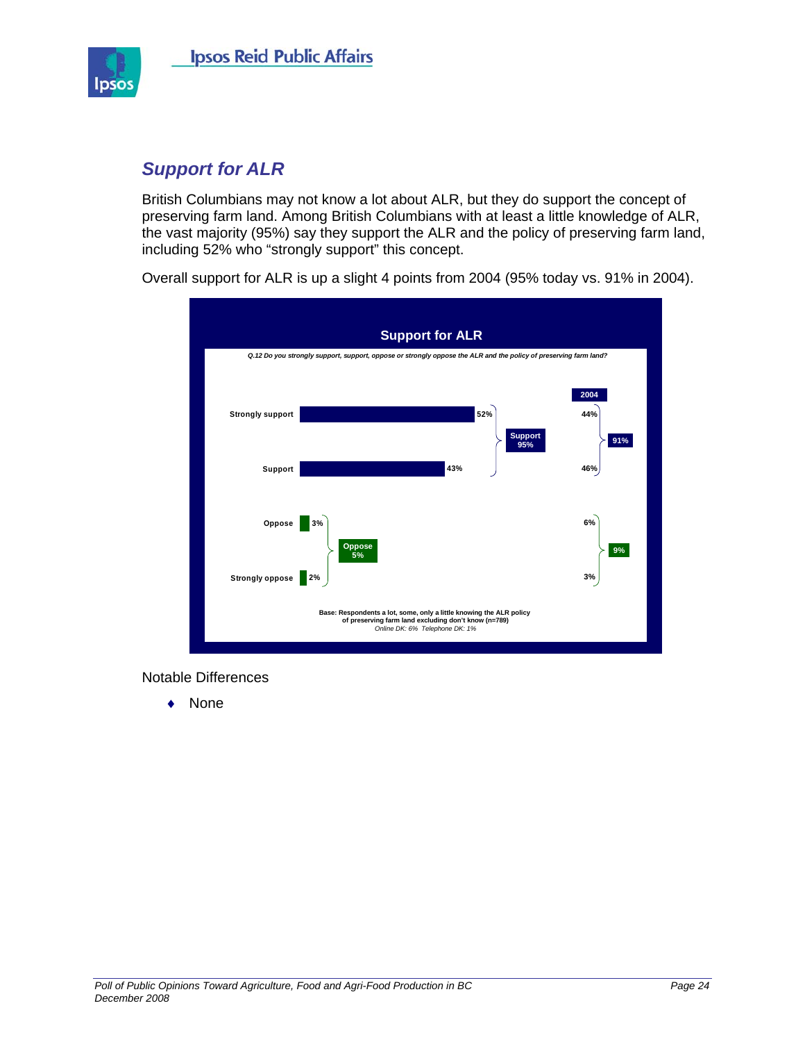## *Support for ALR*

British Columbians may not know a lot about ALR, but they do support the concept of preserving farm land. Among British Columbians with at least a little knowledge of ALR, the vast majority (95%) say they support the ALR and the policy of preserving farm land, including 52% who "strongly support" this concept.

Overall support for ALR is up a slight 4 points from 2004 (95% today vs. 91% in 2004).

**Support for ALR**

*Q.12 Do you strongly support, support, oppose or strongly oppose the ALR and the policy of preserving farm land?*

| | Current | Net | 2004 | 2004 Net |
|---|---|---|---|---|
| Strongly support | 52% | Support 95% | 44% | 91% |
| Support | 43% | | 46% | |
| Oppose | 3% | Oppose 5% | 6% | 9% |
| Strongly oppose | 2% | | 3% | |

**Base: Respondents a lot, some, only a little knowing the ALR policy of preserving farm land excluding don't know (n=789)**
*Online DK: 6% Telephone DK: 1%*

Notable Differences

- None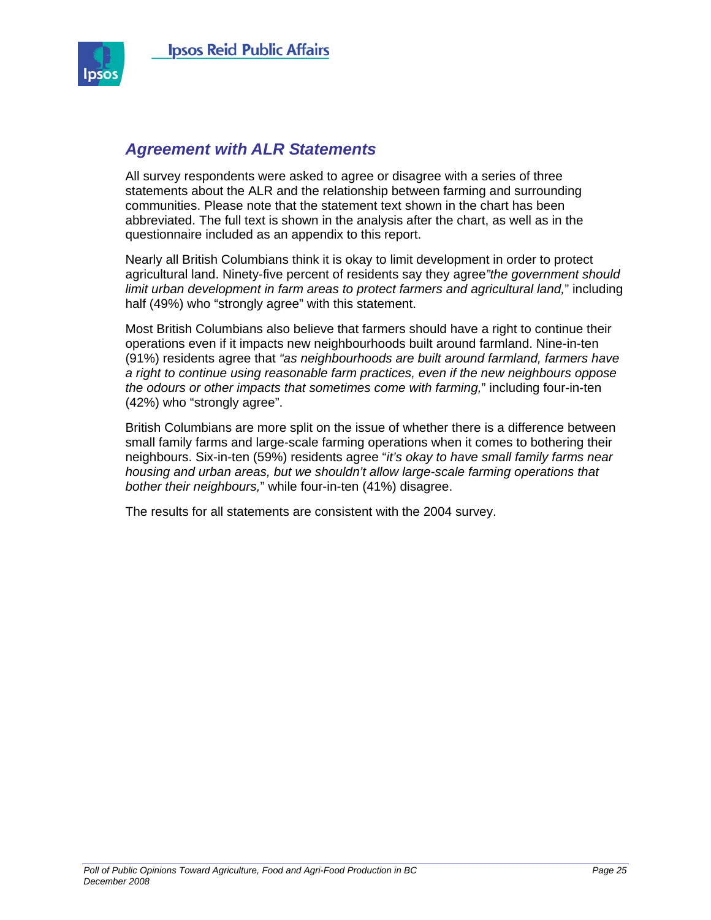## *Agreement with ALR Statements*

All survey respondents were asked to agree or disagree with a series of three statements about the ALR and the relationship between farming and surrounding communities. Please note that the statement text shown in the chart has been abbreviated. The full text is shown in the analysis after the chart, as well as in the questionnaire included as an appendix to this report.

Nearly all British Columbians think it is okay to limit development in order to protect agricultural land. Ninety-five percent of residents say they agree*"the government should limit urban development in farm areas to protect farmers and agricultural land,*" including half (49%) who "strongly agree" with this statement.

Most British Columbians also believe that farmers should have a right to continue their operations even if it impacts new neighbourhoods built around farmland. Nine-in-ten (91%) residents agree that *"as neighbourhoods are built around farmland, farmers have a right to continue using reasonable farm practices, even if the new neighbours oppose the odours or other impacts that sometimes come with farming,*" including four-in-ten (42%) who "strongly agree".

British Columbians are more split on the issue of whether there is a difference between small family farms and large-scale farming operations when it comes to bothering their neighbours. Six-in-ten (59%) residents agree "*it's okay to have small family farms near housing and urban areas, but we shouldn't allow large-scale farming operations that bother their neighbours,*" while four-in-ten (41%) disagree.

The results for all statements are consistent with the 2004 survey.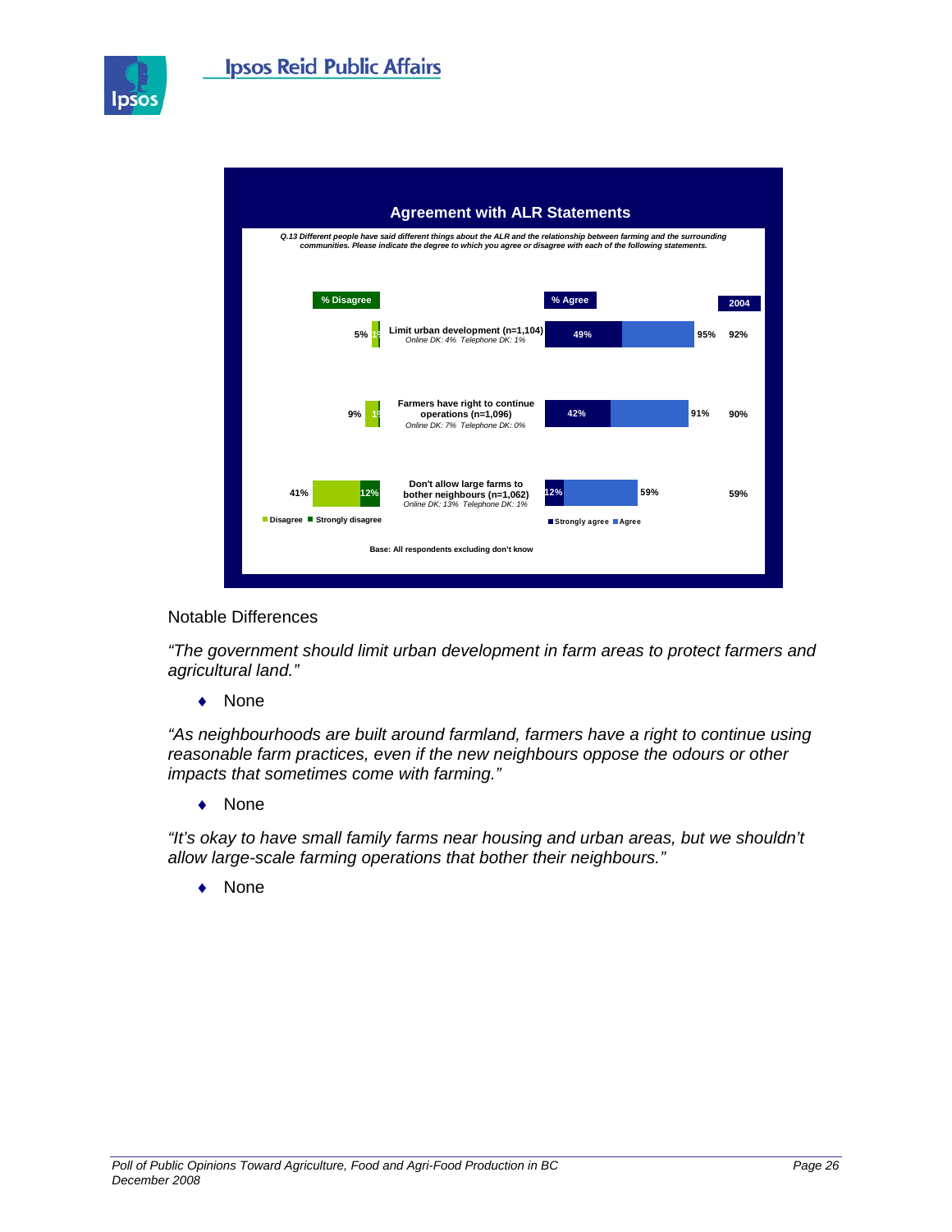## Agreement with ALR Statements

*Q.13 Different people have said different things about the ALR and the relationship between farming and the surrounding communities. Please indicate the degree to which you agree or disagree with each of the following statements.*

| % Disagree | Strongly disagree | Statement | Strongly agree | % Agree | 2004 |
|---|---|---|---|---|---|
| 5% | 1% | Limit urban development (n=1,104) *Online DK: 4% Telephone DK: 1%* | 49% | 95% | 92% |
| 9% | 1% | Farmers have right to continue operations (n=1,096) *Online DK: 7% Telephone DK: 0%* | 42% | 91% | 90% |
| 41% | 12% | Don't allow large farms to bother neighbours (n=1,062) *Online DK: 13% Telephone DK: 1%* | 12% | 59% | 59% |

Base: All respondents excluding don't know

Notable Differences

*"The government should limit urban development in farm areas to protect farmers and agricultural land."*

- None

*"As neighbourhoods are built around farmland, farmers have a right to continue using reasonable farm practices, even if the new neighbours oppose the odours or other impacts that sometimes come with farming."*

- None

*"It's okay to have small family farms near housing and urban areas, but we shouldn't allow large-scale farming operations that bother their neighbours."*

- None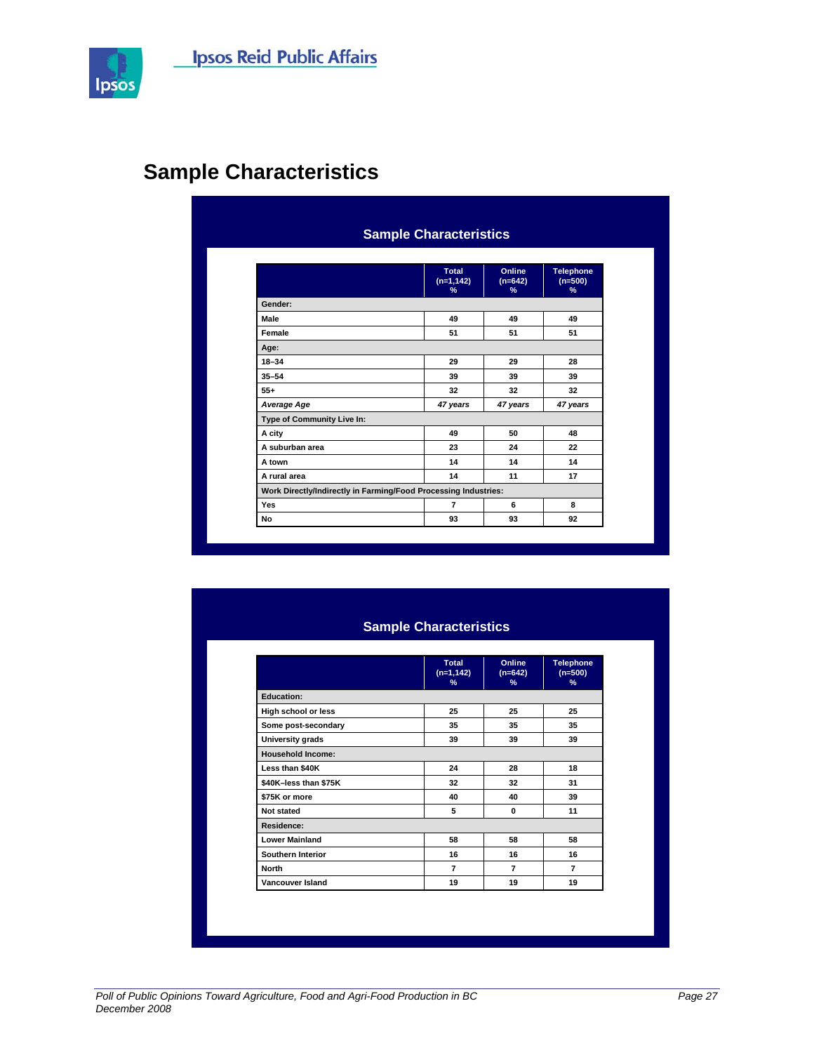## Sample Characteristics

### Sample Characteristics

| | Total (n=1,142) % | Online (n=642) % | Telephone (n=500) % |
|---|---|---|---|
| **Gender:** | | | |
| Male | 49 | 49 | 49 |
| Female | 51 | 51 | 51 |
| **Age:** | | | |
| 18–34 | 29 | 29 | 28 |
| 35–54 | 39 | 39 | 39 |
| 55+ | 32 | 32 | 32 |
| *Average Age* | *47 years* | *47 years* | *47 years* |
| **Type of Community Live In:** | | | |
| A city | 49 | 50 | 48 |
| A suburban area | 23 | 24 | 22 |
| A town | 14 | 14 | 14 |
| A rural area | 14 | 11 | 17 |
| **Work Directly/Indirectly in Farming/Food Processing Industries:** | | | |
| Yes | 7 | 6 | 8 |
| No | 93 | 93 | 92 |

### Sample Characteristics

| | Total (n=1,142) % | Online (n=642) % | Telephone (n=500) % |
|---|---|---|---|
| **Education:** | | | |
| High school or less | 25 | 25 | 25 |
| Some post-secondary | 35 | 35 | 35 |
| University grads | 39 | 39 | 39 |
| **Household Income:** | | | |
| Less than $40K | 24 | 28 | 18 |
| $40K–less than $75K | 32 | 32 | 31 |
| $75K or more | 40 | 40 | 39 |
| Not stated | 5 | 0 | 11 |
| **Residence:** | | | |
| Lower Mainland | 58 | 58 | 58 |
| Southern Interior | 16 | 16 | 16 |
| North | 7 | 7 | 7 |
| Vancouver Island | 19 | 19 | 19 |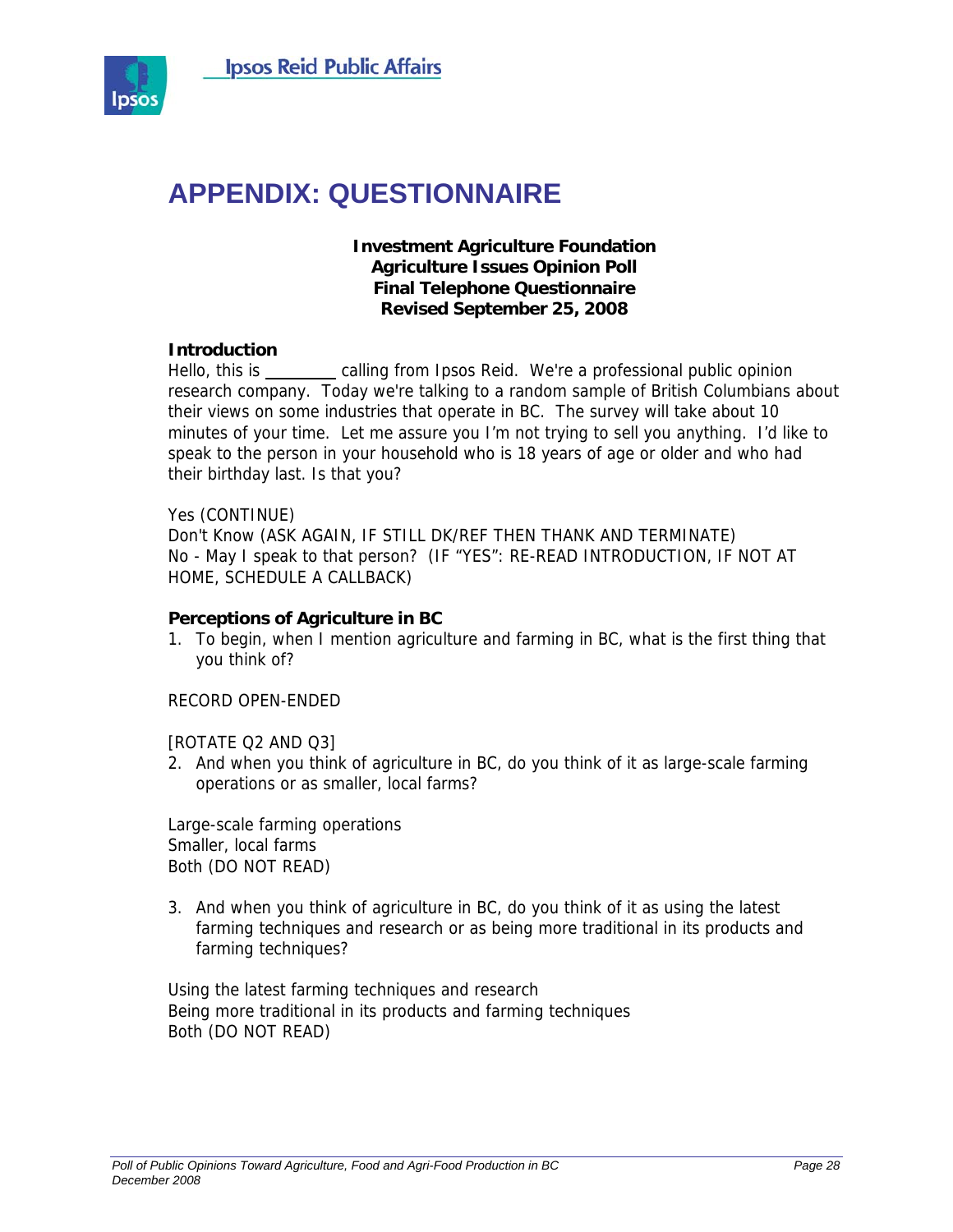# APPENDIX: QUESTIONNAIRE

**Investment Agriculture Foundation**
**Agriculture Issues Opinion Poll**
**Final Telephone Questionnaire**
**Revised September 25, 2008**

### Introduction

Hello, this is ________ calling from Ipsos Reid. We're a professional public opinion research company. Today we're talking to a random sample of British Columbians about their views on some industries that operate in BC. The survey will take about 10 minutes of your time. Let me assure you I'm not trying to sell you anything. I'd like to speak to the person in your household who is 18 years of age or older and who had their birthday last. Is that you?

Yes (CONTINUE)
Don't Know (ASK AGAIN, IF STILL DK/REF THEN THANK AND TERMINATE)
No - May I speak to that person? (IF "YES": RE-READ INTRODUCTION, IF NOT AT HOME, SCHEDULE A CALLBACK)

### Perceptions of Agriculture in BC

1. To begin, when I mention agriculture and farming in BC, what is the first thing that you think of?

RECORD OPEN-ENDED

[ROTATE Q2 AND Q3]

2. And when you think of agriculture in BC, do you think of it as large-scale farming operations or as smaller, local farms?

Large-scale farming operations
Smaller, local farms
Both (DO NOT READ)

3. And when you think of agriculture in BC, do you think of it as using the latest farming techniques and research or as being more traditional in its products and farming techniques?

Using the latest farming techniques and research
Being more traditional in its products and farming techniques
Both (DO NOT READ)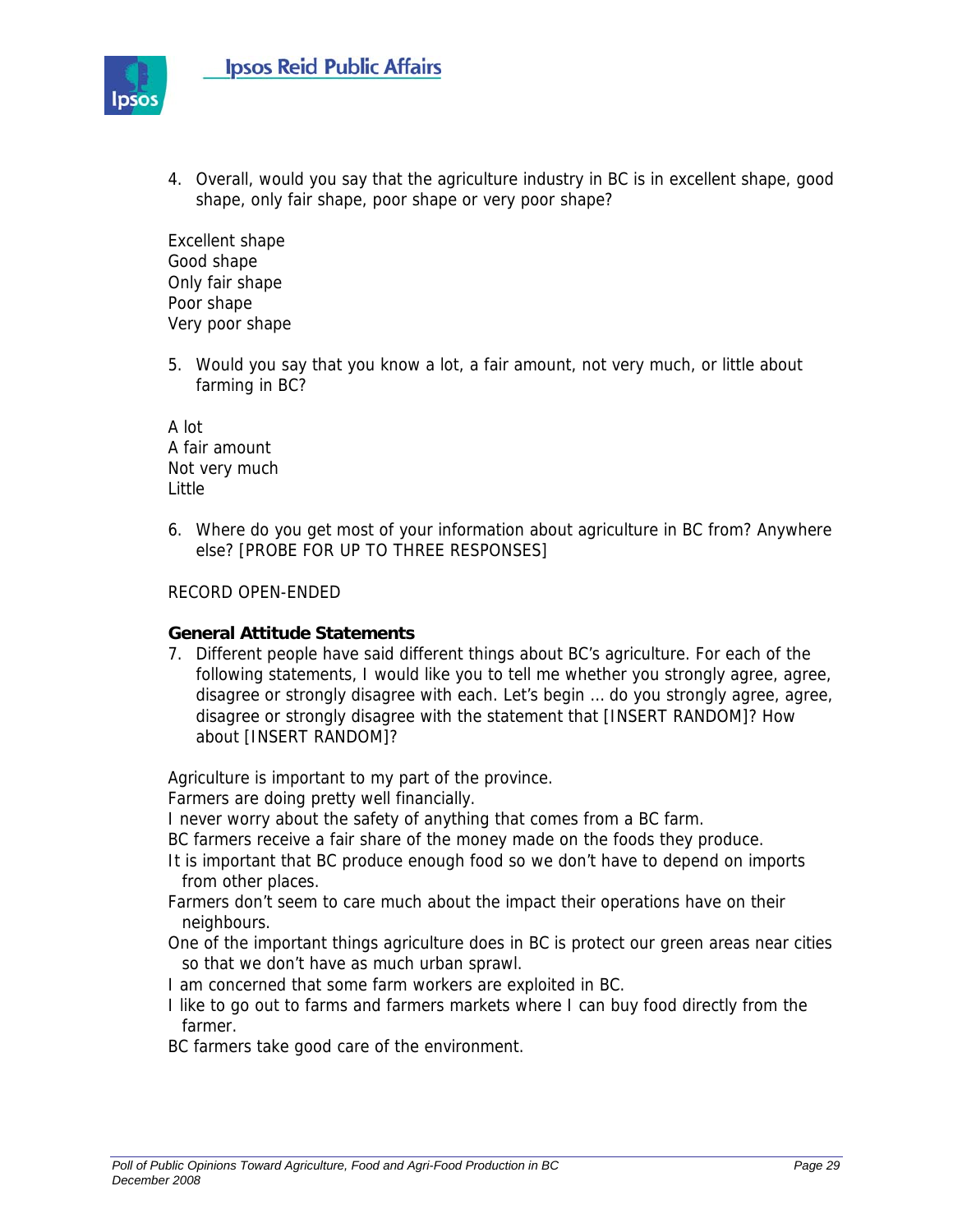4. Overall, would you say that the agriculture industry in BC is in excellent shape, good shape, only fair shape, poor shape or very poor shape?

Excellent shape
Good shape
Only fair shape
Poor shape
Very poor shape

5. Would you say that you know a lot, a fair amount, not very much, or little about farming in BC?

A lot
A fair amount
Not very much
Little

6. Where do you get most of your information about agriculture in BC from? Anywhere else? [PROBE FOR UP TO THREE RESPONSES]

RECORD OPEN-ENDED

**General Attitude Statements**

7. Different people have said different things about BC's agriculture. For each of the following statements, I would like you to tell me whether you strongly agree, agree, disagree or strongly disagree with each. Let's begin … do you strongly agree, agree, disagree or strongly disagree with the statement that [INSERT RANDOM]? How about [INSERT RANDOM]?

Agriculture is important to my part of the province.
Farmers are doing pretty well financially.
I never worry about the safety of anything that comes from a BC farm.
BC farmers receive a fair share of the money made on the foods they produce.
It is important that BC produce enough food so we don't have to depend on imports from other places.
Farmers don't seem to care much about the impact their operations have on their neighbours.
One of the important things agriculture does in BC is protect our green areas near cities so that we don't have as much urban sprawl.
I am concerned that some farm workers are exploited in BC.
I like to go out to farms and farmers markets where I can buy food directly from the farmer.
BC farmers take good care of the environment.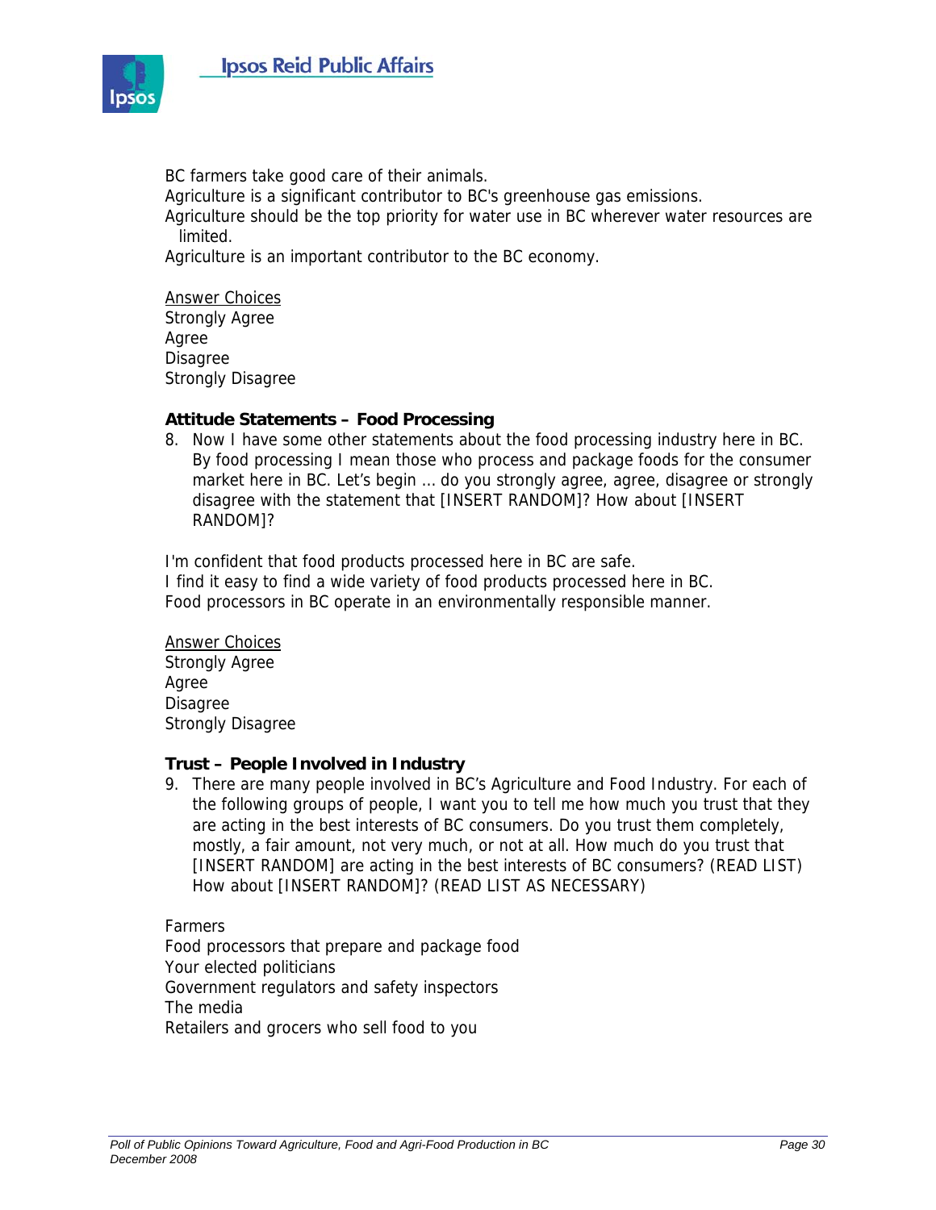BC farmers take good care of their animals.
Agriculture is a significant contributor to BC's greenhouse gas emissions.
Agriculture should be the top priority for water use in BC wherever water resources are limited.
Agriculture is an important contributor to the BC economy.

Answer Choices
Strongly Agree
Agree
Disagree
Strongly Disagree

**Attitude Statements – Food Processing**

8. Now I have some other statements about the food processing industry here in BC. By food processing I mean those who process and package foods for the consumer market here in BC. Let's begin … do you strongly agree, agree, disagree or strongly disagree with the statement that [INSERT RANDOM]? How about [INSERT RANDOM]?

I'm confident that food products processed here in BC are safe.
I find it easy to find a wide variety of food products processed here in BC.
Food processors in BC operate in an environmentally responsible manner.

Answer Choices
Strongly Agree
Agree
Disagree
Strongly Disagree

**Trust – People Involved in Industry**

9. There are many people involved in BC's Agriculture and Food Industry. For each of the following groups of people, I want you to tell me how much you trust that they are acting in the best interests of BC consumers. Do you trust them completely, mostly, a fair amount, not very much, or not at all. How much do you trust that [INSERT RANDOM] are acting in the best interests of BC consumers? (READ LIST) How about [INSERT RANDOM]? (READ LIST AS NECESSARY)

Farmers
Food processors that prepare and package food
Your elected politicians
Government regulators and safety inspectors
The media
Retailers and grocers who sell food to you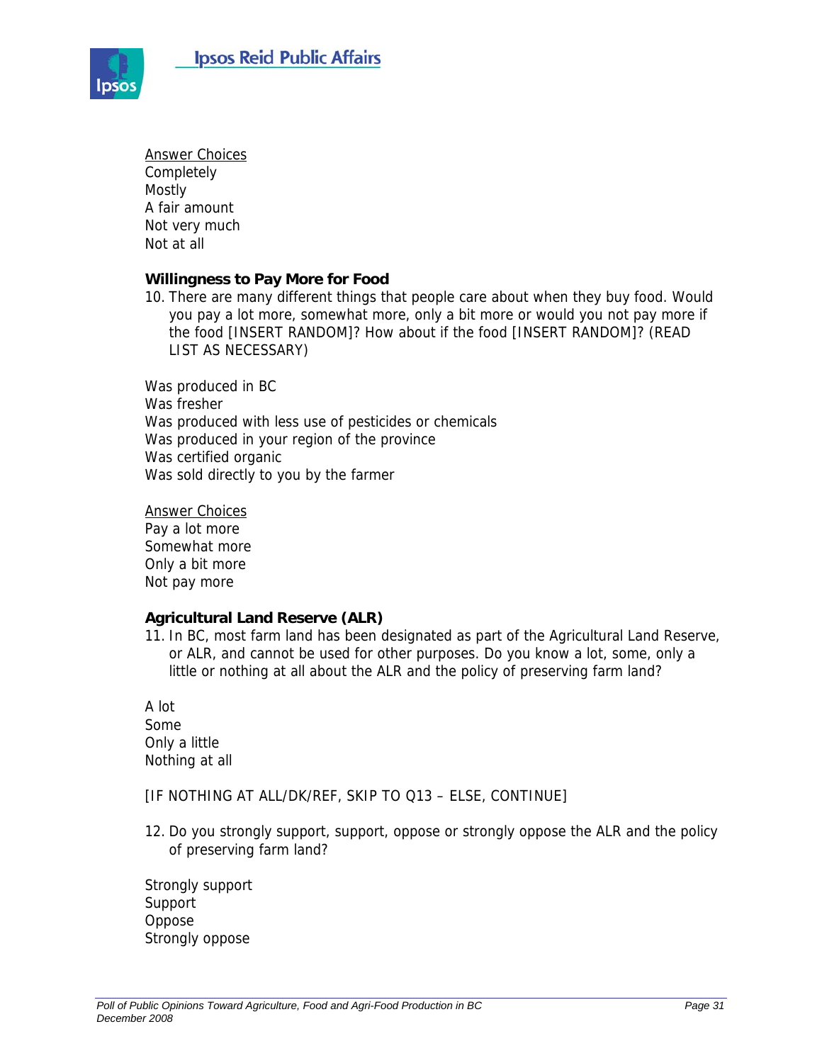Answer Choices
Completely
Mostly
A fair amount
Not very much
Not at all

**Willingness to Pay More for Food**

10. There are many different things that people care about when they buy food. Would you pay a lot more, somewhat more, only a bit more or would you not pay more if the food [INSERT RANDOM]? How about if the food [INSERT RANDOM]? (READ LIST AS NECESSARY)

Was produced in BC
Was fresher
Was produced with less use of pesticides or chemicals
Was produced in your region of the province
Was certified organic
Was sold directly to you by the farmer

Answer Choices
Pay a lot more
Somewhat more
Only a bit more
Not pay more

**Agricultural Land Reserve (ALR)**

11. In BC, most farm land has been designated as part of the Agricultural Land Reserve, or ALR, and cannot be used for other purposes. Do you know a lot, some, only a little or nothing at all about the ALR and the policy of preserving farm land?

A lot
Some
Only a little
Nothing at all

[IF NOTHING AT ALL/DK/REF, SKIP TO Q13 – ELSE, CONTINUE]

12. Do you strongly support, support, oppose or strongly oppose the ALR and the policy of preserving farm land?

Strongly support
Support
Oppose
Strongly oppose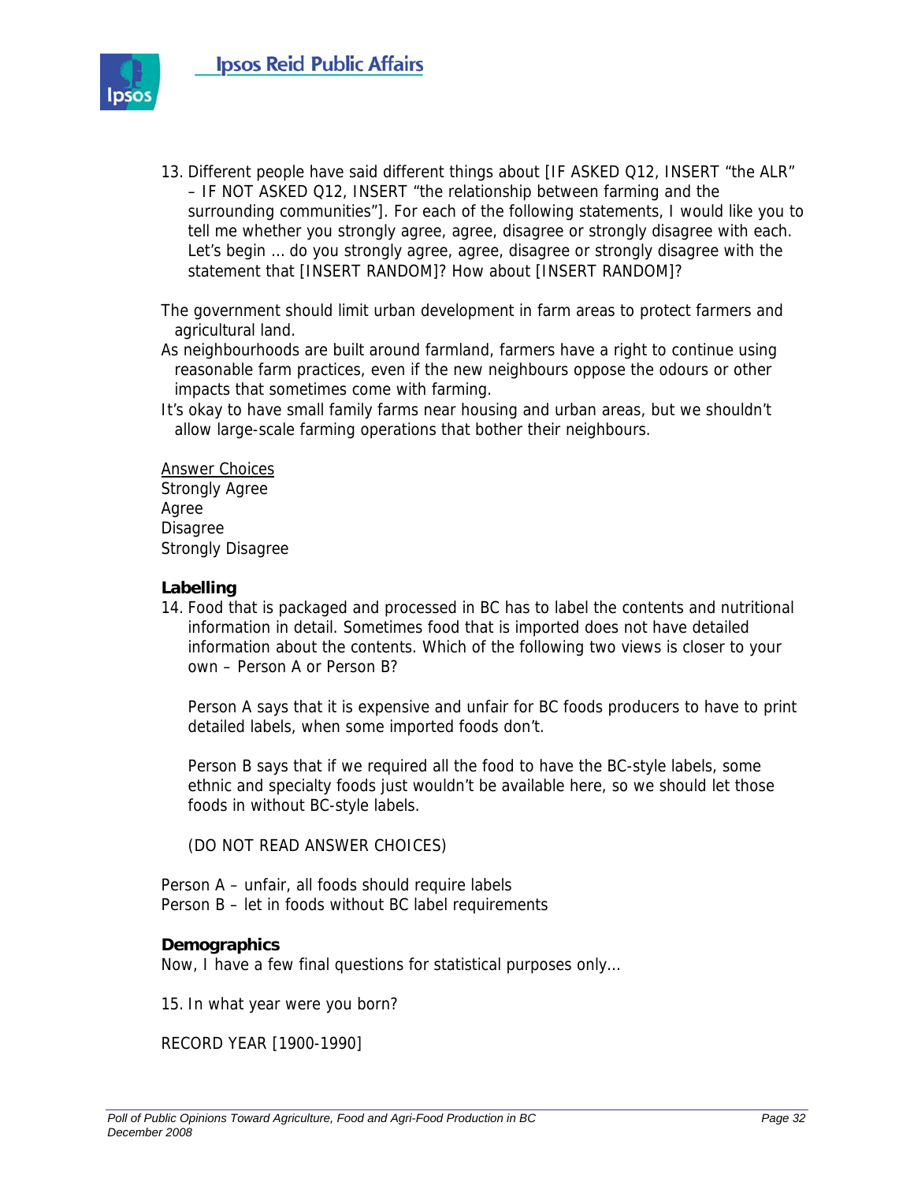13. Different people have said different things about [IF ASKED Q12, INSERT "the ALR" – IF NOT ASKED Q12, INSERT "the relationship between farming and the surrounding communities"]. For each of the following statements, I would like you to tell me whether you strongly agree, agree, disagree or strongly disagree with each. Let's begin … do you strongly agree, agree, disagree or strongly disagree with the statement that [INSERT RANDOM]? How about [INSERT RANDOM]?

The government should limit urban development in farm areas to protect farmers and agricultural land.

As neighbourhoods are built around farmland, farmers have a right to continue using reasonable farm practices, even if the new neighbours oppose the odours or other impacts that sometimes come with farming.

It's okay to have small family farms near housing and urban areas, but we shouldn't allow large-scale farming operations that bother their neighbours.

<u>Answer Choices</u>

Strongly Agree

Agree

Disagree

Strongly Disagree

**Labelling**

14. Food that is packaged and processed in BC has to label the contents and nutritional information in detail. Sometimes food that is imported does not have detailed information about the contents. Which of the following two views is closer to your own – Person A or Person B?

    Person A says that it is expensive and unfair for BC foods producers to have to print detailed labels, when some imported foods don't.

    Person B says that if we required all the food to have the BC-style labels, some ethnic and specialty foods just wouldn't be available here, so we should let those foods in without BC-style labels.

    (DO NOT READ ANSWER CHOICES)

Person A – unfair, all foods should require labels

Person B – let in foods without BC label requirements

**Demographics**

Now, I have a few final questions for statistical purposes only…

15. In what year were you born?

RECORD YEAR [1900-1990]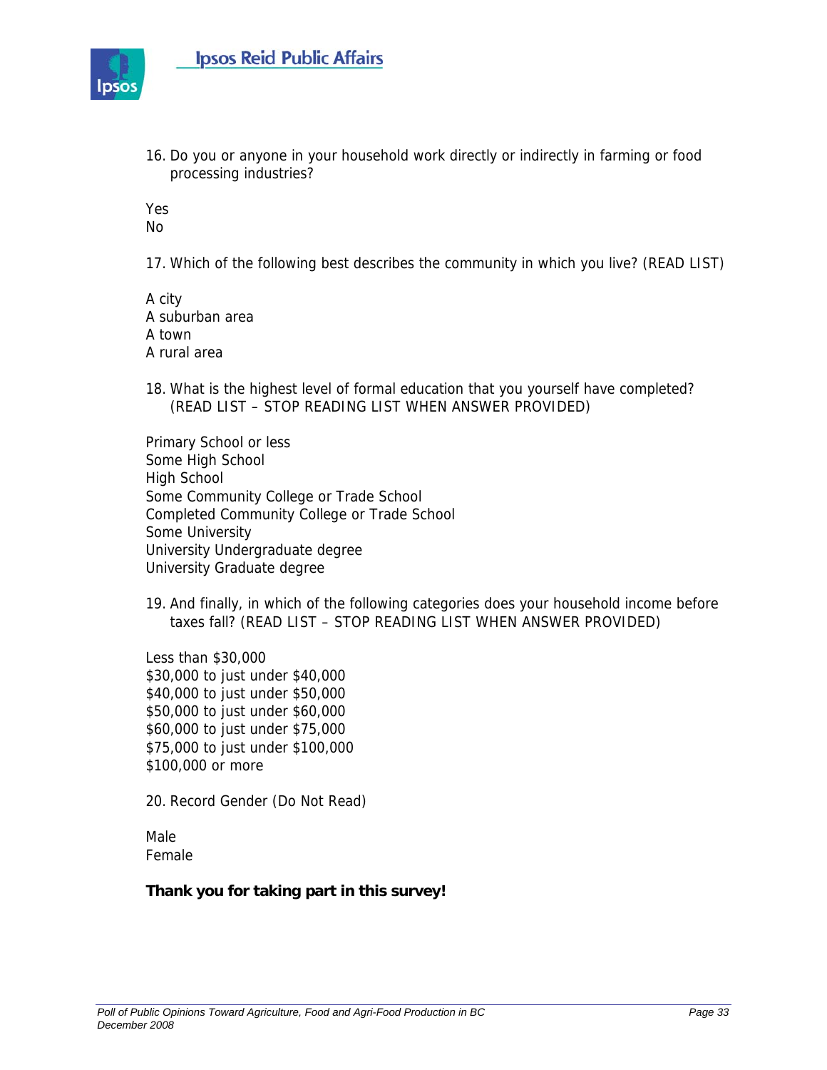16. Do you or anyone in your household work directly or indirectly in farming or food processing industries?

Yes
No

17. Which of the following best describes the community in which you live? (READ LIST)

A city
A suburban area
A town
A rural area

18. What is the highest level of formal education that you yourself have completed? (READ LIST – STOP READING LIST WHEN ANSWER PROVIDED)

Primary School or less
Some High School
High School
Some Community College or Trade School
Completed Community College or Trade School
Some University
University Undergraduate degree
University Graduate degree

19. And finally, in which of the following categories does your household income before taxes fall? (READ LIST – STOP READING LIST WHEN ANSWER PROVIDED)

Less than $30,000
$30,000 to just under $40,000
$40,000 to just under $50,000
$50,000 to just under $60,000
$60,000 to just under $75,000
$75,000 to just under $100,000
$100,000 or more

20. Record Gender (Do Not Read)

Male
Female

**Thank you for taking part in this survey!**